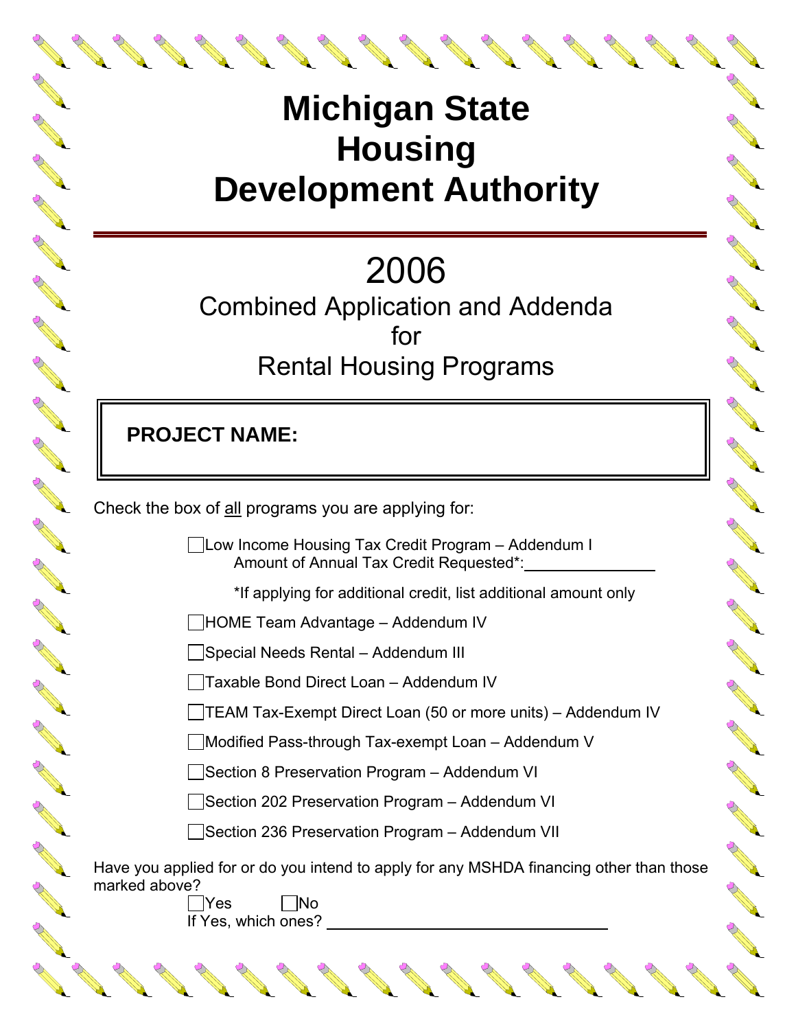# Michigan State Housing Development Authority

## 2006

## Combined Application and Addenda for Rental Housing Programs

**PROJECT NAME:**

Check the box of all programs you are applying for:

- ☐ Low Income Housing Tax Credit Program – Addendum I
  Amount of Annual Tax Credit Requested*: _______________

  *If applying for additional credit, list additional amount only
- ☐ HOME Team Advantage – Addendum IV
- ☐ Special Needs Rental – Addendum III
- ☐ Taxable Bond Direct Loan – Addendum IV
- ☐ TEAM Tax-Exempt Direct Loan (50 or more units) – Addendum IV
- ☐ Modified Pass-through Tax-exempt Loan – Addendum V
- ☐ Section 8 Preservation Program – Addendum VI
- ☐ Section 202 Preservation Program – Addendum VI
- ☐ Section 236 Preservation Program – Addendum VII

Have you applied for or do you intend to apply for any MSHDA financing other than those marked above?

☐ Yes ☐ No

If Yes, which ones? ________________________________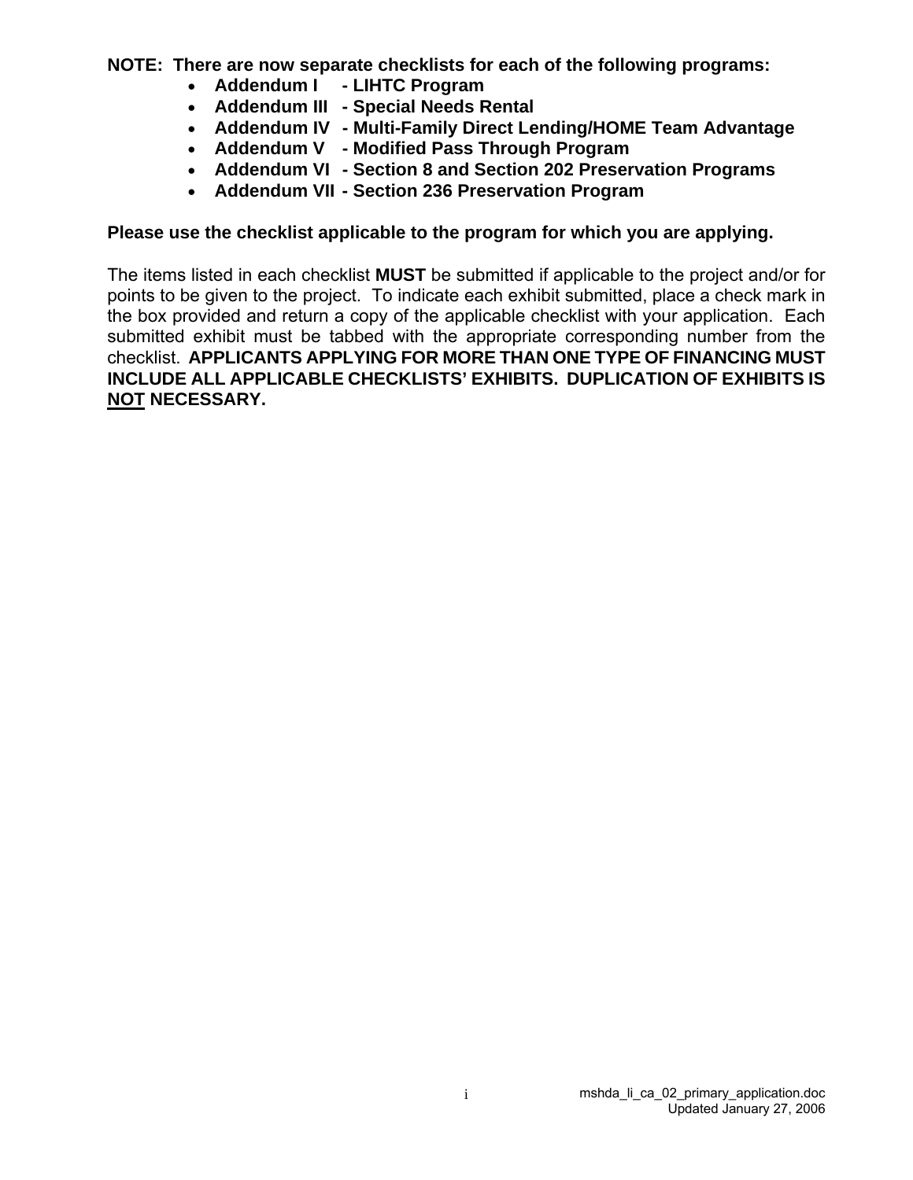**NOTE: There are now separate checklists for each of the following programs:**

- **Addendum I - LIHTC Program**
- **Addendum III - Special Needs Rental**
- **Addendum IV - Multi-Family Direct Lending/HOME Team Advantage**
- **Addendum V - Modified Pass Through Program**
- **Addendum VI - Section 8 and Section 202 Preservation Programs**
- **Addendum VII - Section 236 Preservation Program**

**Please use the checklist applicable to the program for which you are applying.**

The items listed in each checklist **MUST** be submitted if applicable to the project and/or for points to be given to the project. To indicate each exhibit submitted, place a check mark in the box provided and return a copy of the applicable checklist with your application. Each submitted exhibit must be tabbed with the appropriate corresponding number from the checklist. **APPLICANTS APPLYING FOR MORE THAN ONE TYPE OF FINANCING MUST INCLUDE ALL APPLICABLE CHECKLISTS' EXHIBITS. DUPLICATION OF EXHIBITS IS NOT NECESSARY.**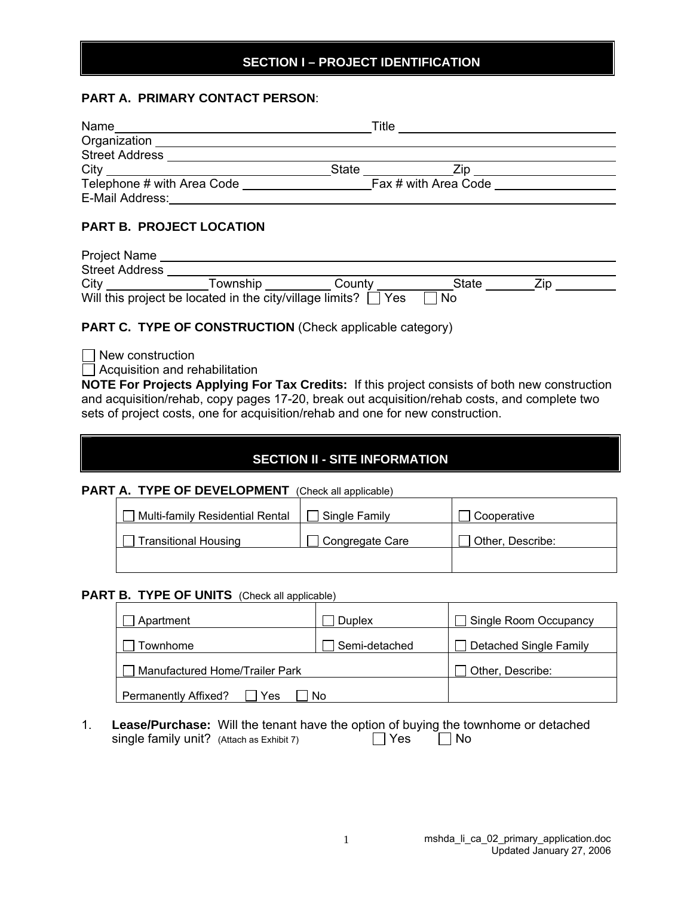## SECTION I – PROJECT IDENTIFICATION

### PART A. PRIMARY CONTACT PERSON:

Name ______________________ Title ______________________
Organization ______________________
Street Address ______________________
City ______________________ State __________ Zip __________
Telephone # with Area Code __________ Fax # with Area Code __________
E-Mail Address: ______________________

### PART B. PROJECT LOCATION

Project Name ______________________
Street Address ______________________
City __________ Township __________ County __________ State __________ Zip __________
Will this project be located in the city/village limits? ☐ Yes ☐ No

### PART C. TYPE OF CONSTRUCTION (Check applicable category)

☐ New construction
☐ Acquisition and rehabilitation

**NOTE For Projects Applying For Tax Credits:** If this project consists of both new construction and acquisition/rehab, copy pages 17-20, break out acquisition/rehab costs, and complete two sets of project costs, one for acquisition/rehab and one for new construction.

## SECTION II - SITE INFORMATION

### PART A. TYPE OF DEVELOPMENT (Check all applicable)

| | | |
|---|---|---|
| ☐ Multi-family Residential Rental | ☐ Single Family | ☐ Cooperative |
| ☐ Transitional Housing | ☐ Congregate Care | ☐ Other, Describe: |
| | | |

### PART B. TYPE OF UNITS (Check all applicable)

| | | |
|---|---|---|
| ☐ Apartment | ☐ Duplex | ☐ Single Room Occupancy |
| ☐ Townhome | ☐ Semi-detached | ☐ Detached Single Family |
| ☐ Manufactured Home/Trailer Park | | ☐ Other, Describe: |
| Permanently Affixed? ☐ Yes ☐ No | | |

1. **Lease/Purchase:** Will the tenant have the option of buying the townhome or detached single family unit? (Attach as Exhibit 7) ☐ Yes ☐ No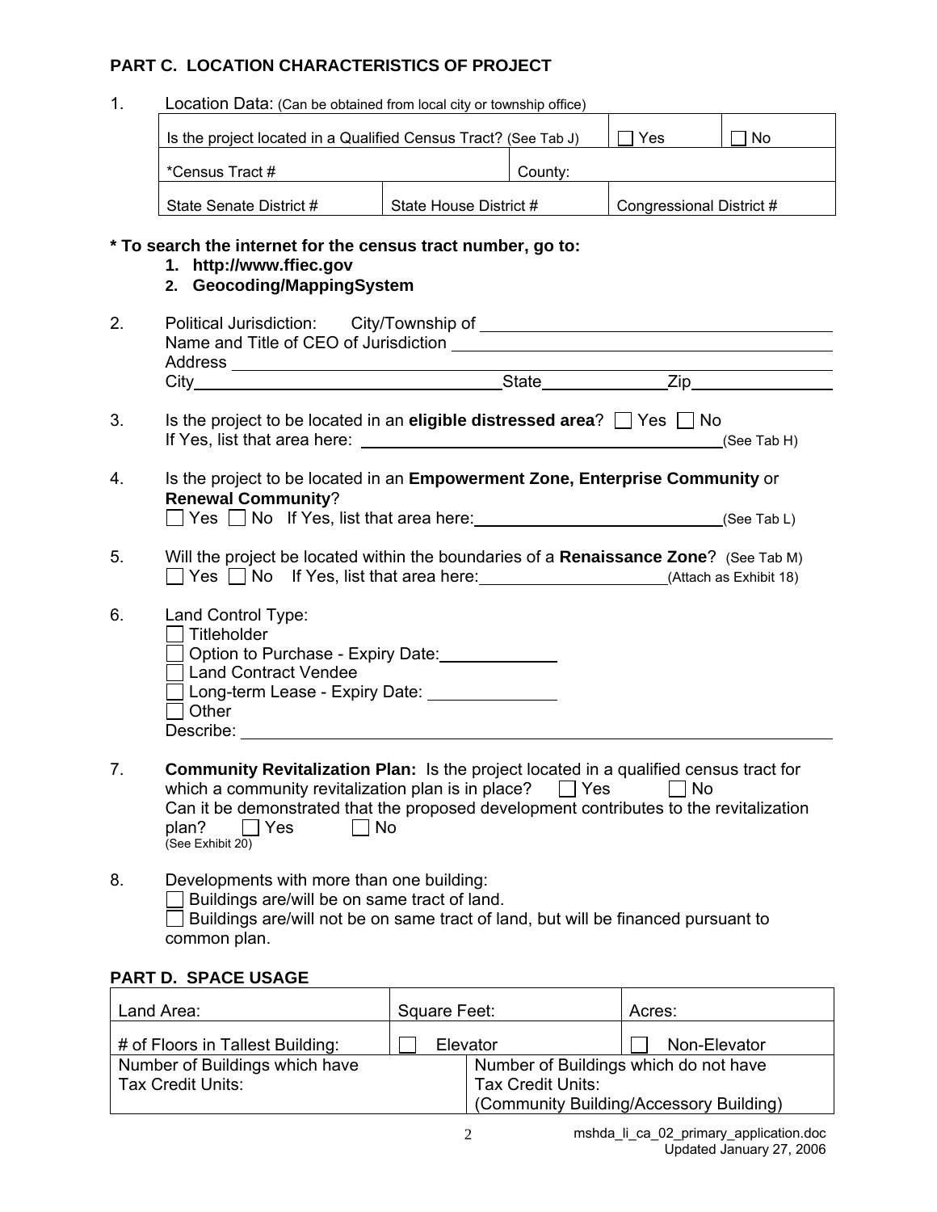## PART C. LOCATION CHARACTERISTICS OF PROJECT

1. Location Data: (Can be obtained from local city or township office)

| Is the project located in a Qualified Census Tract? (See Tab J) | | ☐ Yes | ☐ No |
|---|---|---|---|
| *Census Tract # | County: | | |
| State Senate District # | State House District # | Congressional District # | |

**\* To search the internet for the census tract number, go to:**

1. **http://www.ffiec.gov**
2. **Geocoding/MappingSystem**

2. Political Jurisdiction: City/Township of ______________________
   Name and Title of CEO of Jurisdiction ______________________
   Address ______________________
   City ______________________ State ____________ Zip ____________

3. Is the project to be located in an **eligible distressed area**? ☐ Yes ☐ No
   If Yes, list that area here: ______________________ (See Tab H)

4. Is the project to be located in an **Empowerment Zone, Enterprise Community** or **Renewal Community**?
   ☐ Yes ☐ No If Yes, list that area here: ______________________ (See Tab L)

5. Will the project be located within the boundaries of a **Renaissance Zone**? (See Tab M)
   ☐ Yes ☐ No If Yes, list that area here: ____________ (Attach as Exhibit 18)

6. Land Control Type:
   ☐ Titleholder
   ☐ Option to Purchase - Expiry Date: ____________
   ☐ Land Contract Vendee
   ☐ Long-term Lease - Expiry Date: ____________
   ☐ Other
   Describe: ______________________

7. **Community Revitalization Plan:** Is the project located in a qualified census tract for which a community revitalization plan is in place? ☐ Yes ☐ No
   Can it be demonstrated that the proposed development contributes to the revitalization plan? ☐ Yes ☐ No
   (See Exhibit 20)

8. Developments with more than one building:
   ☐ Buildings are/will be on same tract of land.
   ☐ Buildings are/will not be on same tract of land, but will be financed pursuant to common plan.

## PART D. SPACE USAGE

| Land Area: | Square Feet: | Acres: |
|---|---|---|
| # of Floors in Tallest Building: | ☐ Elevator | ☐ Non-Elevator |
| Number of Buildings which have Tax Credit Units: | Number of Buildings which do not have Tax Credit Units: (Community Building/Accessory Building) | |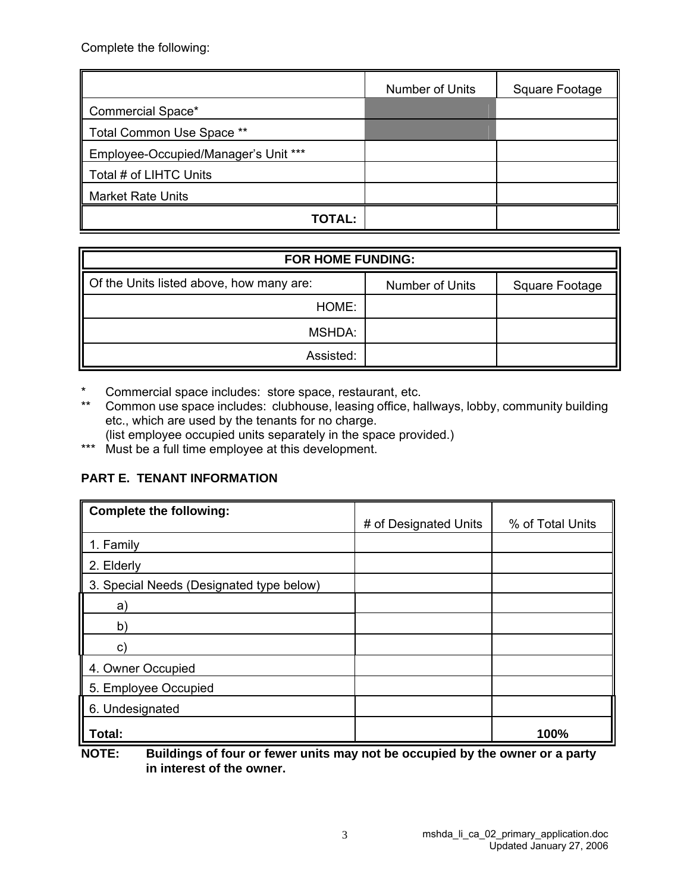Complete the following:

| | Number of Units | Square Footage |
|---|---|---|
| Commercial Space* | | |
| Total Common Use Space ** | | |
| Employee-Occupied/Manager's Unit *** | | |
| Total # of LIHTC Units | | |
| Market Rate Units | | |
| **TOTAL:** | | |

| **FOR HOME FUNDING:** | | |
|---|---|---|
| Of the Units listed above, how many are: | Number of Units | Square Footage |
| HOME: | | |
| MSHDA: | | |
| Assisted: | | |

\* Commercial space includes: store space, restaurant, etc.

\*\* Common use space includes: clubhouse, leasing office, hallways, lobby, community building etc., which are used by the tenants for no charge. (list employee occupied units separately in the space provided.)

\*\*\* Must be a full time employee at this development.

## PART E. TENANT INFORMATION

| **Complete the following:** | # of Designated Units | % of Total Units |
|---|---|---|
| 1. Family | | |
| 2. Elderly | | |
| 3. Special Needs (Designated type below) | | |
| a) | | |
| b) | | |
| c) | | |
| 4. Owner Occupied | | |
| 5. Employee Occupied | | |
| 6. Undesignated | | |
| **Total:** | | **100%** |

**NOTE: Buildings of four or fewer units may not be occupied by the owner or a party in interest of the owner.**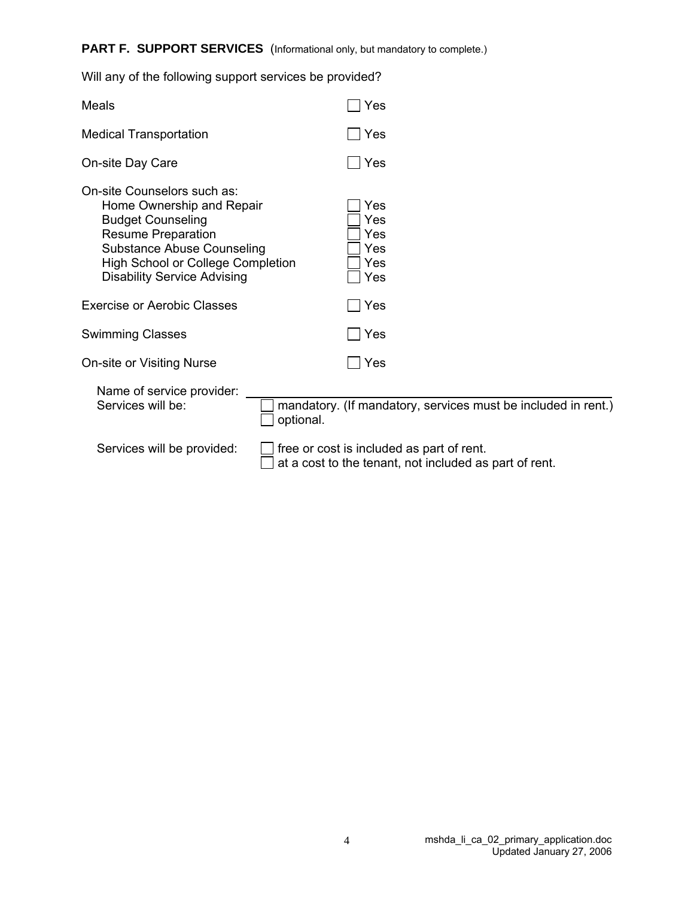**PART F. SUPPORT SERVICES** (Informational only, but mandatory to complete.)

Will any of the following support services be provided?

Meals ☐ Yes

Medical Transportation ☐ Yes

On-site Day Care ☐ Yes

On-site Counselors such as:

- Home Ownership and Repair ☐ Yes
- Budget Counseling ☐ Yes
- Resume Preparation ☐ Yes
- Substance Abuse Counseling ☐ Yes
- High School or College Completion ☐ Yes
- Disability Service Advising ☐ Yes

Exercise or Aerobic Classes ☐ Yes

Swimming Classes ☐ Yes

On-site or Visiting Nurse ☐ Yes

Name of service provider: ______________________________

Services will be:
☐ mandatory. (If mandatory, services must be included in rent.)
☐ optional.

Services will be provided:
☐ free or cost is included as part of rent.
☐ at a cost to the tenant, not included as part of rent.

mshda_li_ca_02_primary_application.doc
Updated January 27, 2006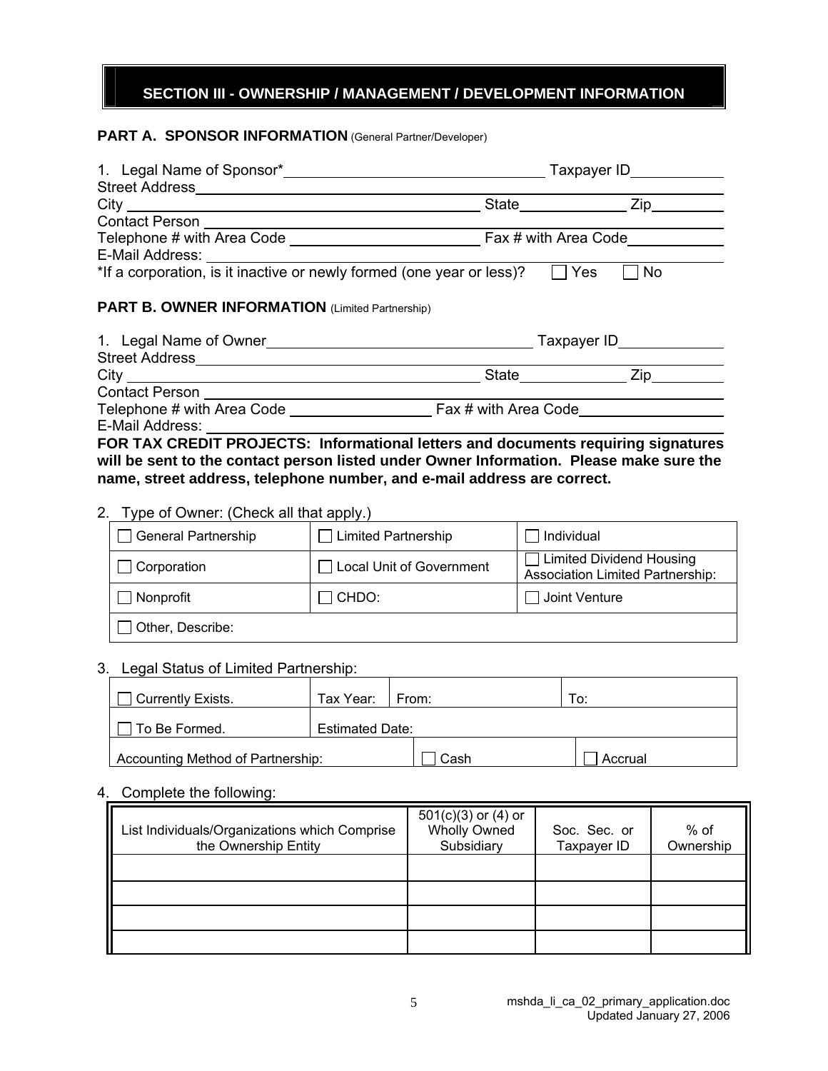## SECTION III - OWNERSHIP / MANAGEMENT / DEVELOPMENT INFORMATION

**PART A. SPONSOR INFORMATION** (General Partner/Developer)

1. Legal Name of Sponsor*\_\_\_\_\_\_\_\_\_\_\_\_\_\_\_\_\_\_\_\_\_\_\_\_ Taxpayer ID\_\_\_\_\_\_\_\_\_\_

Street Address\_\_\_\_\_\_\_\_\_\_\_\_\_\_\_\_\_\_\_\_\_\_\_\_\_\_\_\_\_\_\_\_\_\_\_\_

City \_\_\_\_\_\_\_\_\_\_\_\_\_\_\_\_\_\_\_\_\_\_\_\_\_\_\_\_ State\_\_\_\_\_\_\_\_\_\_ Zip\_\_\_\_\_\_\_\_

Contact Person \_\_\_\_\_\_\_\_\_\_\_\_\_\_\_\_\_\_\_\_\_\_\_\_\_\_\_\_\_\_\_\_\_\_\_\_

Telephone # with Area Code \_\_\_\_\_\_\_\_\_\_\_\_\_\_\_\_\_\_ Fax # with Area Code\_\_\_\_\_\_\_\_\_\_

E-Mail Address: \_\_\_\_\_\_\_\_\_\_\_\_\_\_\_\_\_\_\_\_\_\_\_\_\_\_\_\_\_\_\_\_\_\_\_\_

*If a corporation, is it inactive or newly formed (one year or less)? ☐ Yes ☐ No

**PART B. OWNER INFORMATION** (Limited Partnership)

1. Legal Name of Owner\_\_\_\_\_\_\_\_\_\_\_\_\_\_\_\_\_\_\_\_\_\_\_\_\_\_ Taxpayer ID\_\_\_\_\_\_\_\_\_\_

Street Address\_\_\_\_\_\_\_\_\_\_\_\_\_\_\_\_\_\_\_\_\_\_\_\_\_\_\_\_\_\_\_\_\_\_\_\_

City \_\_\_\_\_\_\_\_\_\_\_\_\_\_\_\_\_\_\_\_\_\_\_\_\_\_\_\_ State\_\_\_\_\_\_\_\_\_\_ Zip\_\_\_\_\_\_\_\_

Contact Person \_\_\_\_\_\_\_\_\_\_\_\_\_\_\_\_\_\_\_\_\_\_\_\_\_\_\_\_\_\_\_\_\_\_\_\_

Telephone # with Area Code \_\_\_\_\_\_\_\_\_\_\_\_\_\_ Fax # with Area Code\_\_\_\_\_\_\_\_\_\_\_\_\_\_

E-Mail Address: \_\_\_\_\_\_\_\_\_\_\_\_\_\_\_\_\_\_\_\_\_\_\_\_\_\_\_\_\_\_\_\_\_\_\_\_

**FOR TAX CREDIT PROJECTS: Informational letters and documents requiring signatures will be sent to the contact person listed under Owner Information. Please make sure the name, street address, telephone number, and e-mail address are correct.**

2. Type of Owner: (Check all that apply.)

| | | |
|---|---|---|
| ☐ General Partnership | ☐ Limited Partnership | ☐ Individual |
| ☐ Corporation | ☐ Local Unit of Government | ☐ Limited Dividend Housing Association Limited Partnership: |
| ☐ Nonprofit | ☐ CHDO: | ☐ Joint Venture |
| ☐ Other, Describe: | | |

3. Legal Status of Limited Partnership:

| | | | |
|---|---|---|---|
| ☐ Currently Exists. | Tax Year: | From: | To: |
| ☐ To Be Formed. | Estimated Date: | | |
| Accounting Method of Partnership: | | ☐ Cash | ☐ Accrual |

4. Complete the following:

| List Individuals/Organizations which Comprise the Ownership Entity | 501(c)(3) or (4) or Wholly Owned Subsidiary | Soc. Sec. or Taxpayer ID | % of Ownership |
|---|---|---|---|
| | | | |
| | | | |
| | | | |
| | | | |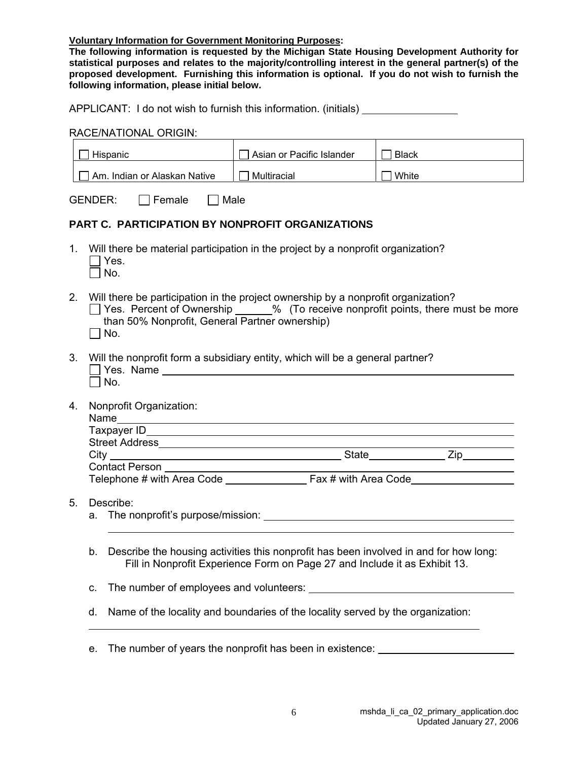**Voluntary Information for Government Monitoring Purposes:**
**The following information is requested by the Michigan State Housing Development Authority for statistical purposes and relates to the majority/controlling interest in the general partner(s) of the proposed development. Furnishing this information is optional. If you do not wish to furnish the following information, please initial below.**

APPLICANT: I do not wish to furnish this information. (initials) ________________

RACE/NATIONAL ORIGIN:

| | | |
|---|---|---|
| ☐ Hispanic | ☐ Asian or Pacific Islander | ☐ Black |
| ☐ Am. Indian or Alaskan Native | ☐ Multiracial | ☐ White |

GENDER: ☐ Female ☐ Male

## PART C. PARTICIPATION BY NONPROFIT ORGANIZATIONS

1. Will there be material participation in the project by a nonprofit organization?
   ☐ Yes.
   ☐ No.

2. Will there be participation in the project ownership by a nonprofit organization?
   ☐ Yes. Percent of Ownership ______% (To receive nonprofit points, there must be more than 50% Nonprofit, General Partner ownership)
   ☐ No.

3. Will the nonprofit form a subsidiary entity, which will be a general partner?
   ☐ Yes. Name ____________________________________________
   ☐ No.

4. Nonprofit Organization:
   Name ____________________________________________
   Taxpayer ID ____________________________________________
   Street Address ____________________________________________
   City ______________________________ State __________ Zip ________
   Contact Person ____________________________________________
   Telephone # with Area Code ____________ Fax # with Area Code ______________

5. Describe:
   a. The nonprofit's purpose/mission: ____________________________________________
      ____________________________________________
   b. Describe the housing activities this nonprofit has been involved in and for how long:
      Fill in Nonprofit Experience Form on Page 27 and Include it as Exhibit 13.
   c. The number of employees and volunteers: ______________________________
   d. Name of the locality and boundaries of the locality served by the organization:
      ____________________________________________
   e. The number of years the nonprofit has been in existence: ____________________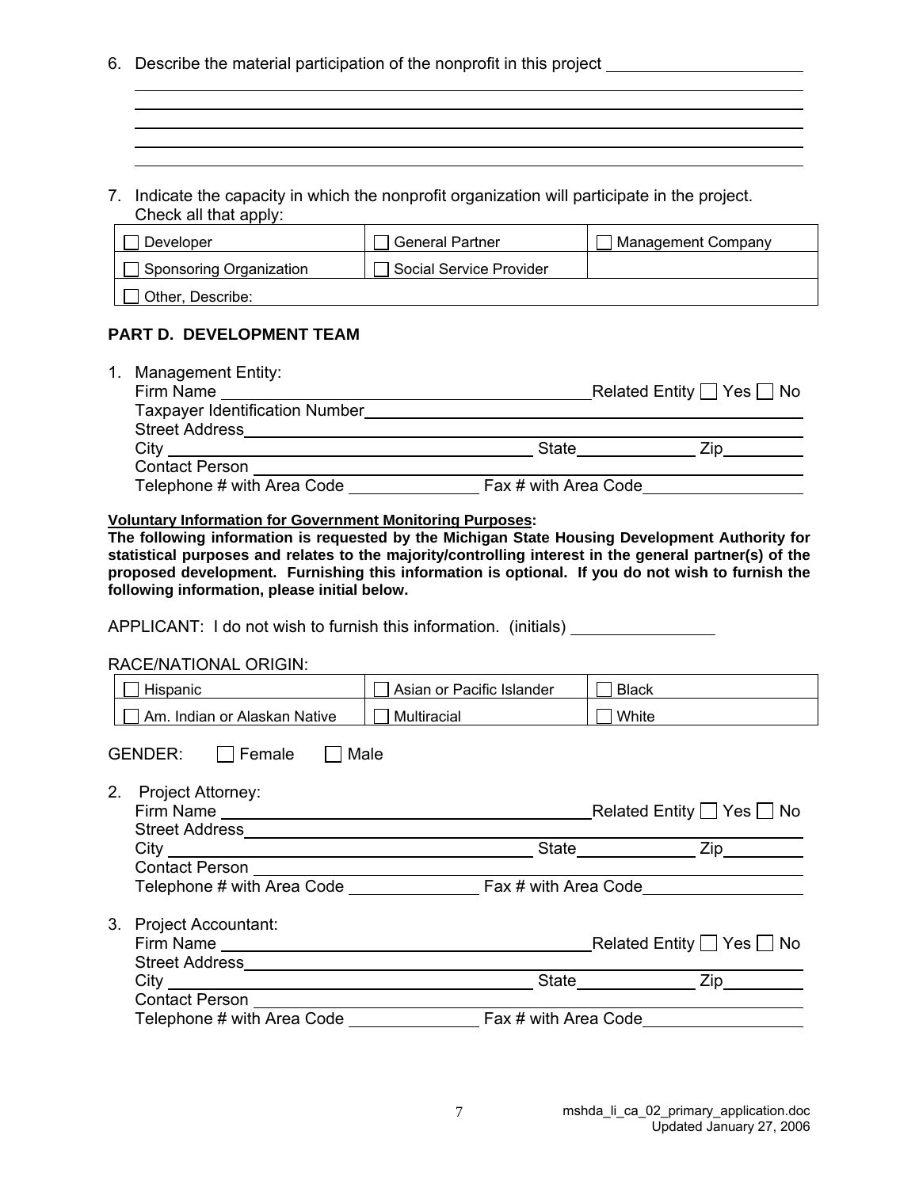6. Describe the material participation of the nonprofit in this project ______________________

_______________________________________________________________________________

_______________________________________________________________________________

_______________________________________________________________________________

_______________________________________________________________________________

_______________________________________________________________________________

7. Indicate the capacity in which the nonprofit organization will participate in the project. Check all that apply:

| | | |
|---|---|---|
| ☐ Developer | ☐ General Partner | ☐ Management Company |
| ☐ Sponsoring Organization | ☐ Social Service Provider | |
| ☐ Other, Describe: | | |

## PART D. DEVELOPMENT TEAM

1. Management Entity:
   Firm Name ______________________________ Related Entity ☐ Yes ☐ No
   Taxpayer Identification Number ______________________________
   Street Address ______________________________
   City ______________________________ State ______________ Zip __________
   Contact Person ______________________________
   Telephone # with Area Code ______________ Fax # with Area Code ______________

**Voluntary Information for Government Monitoring Purposes:**
**The following information is requested by the Michigan State Housing Development Authority for statistical purposes and relates to the majority/controlling interest in the general partner(s) of the proposed development. Furnishing this information is optional. If you do not wish to furnish the following information, please initial below.**

APPLICANT: I do not wish to furnish this information. (initials) ________________

RACE/NATIONAL ORIGIN:

| | | |
|---|---|---|
| ☐ Hispanic | ☐ Asian or Pacific Islander | ☐ Black |
| ☐ Am. Indian or Alaskan Native | ☐ Multiracial | ☐ White |

GENDER: ☐ Female ☐ Male

2. Project Attorney:
   Firm Name ______________________________ Related Entity ☐ Yes ☐ No
   Street Address ______________________________
   City ______________________________ State ______________ Zip __________
   Contact Person ______________________________
   Telephone # with Area Code ______________ Fax # with Area Code ______________

3. Project Accountant:
   Firm Name ______________________________ Related Entity ☐ Yes ☐ No
   Street Address ______________________________
   City ______________________________ State ______________ Zip __________
   Contact Person ______________________________
   Telephone # with Area Code ______________ Fax # with Area Code ______________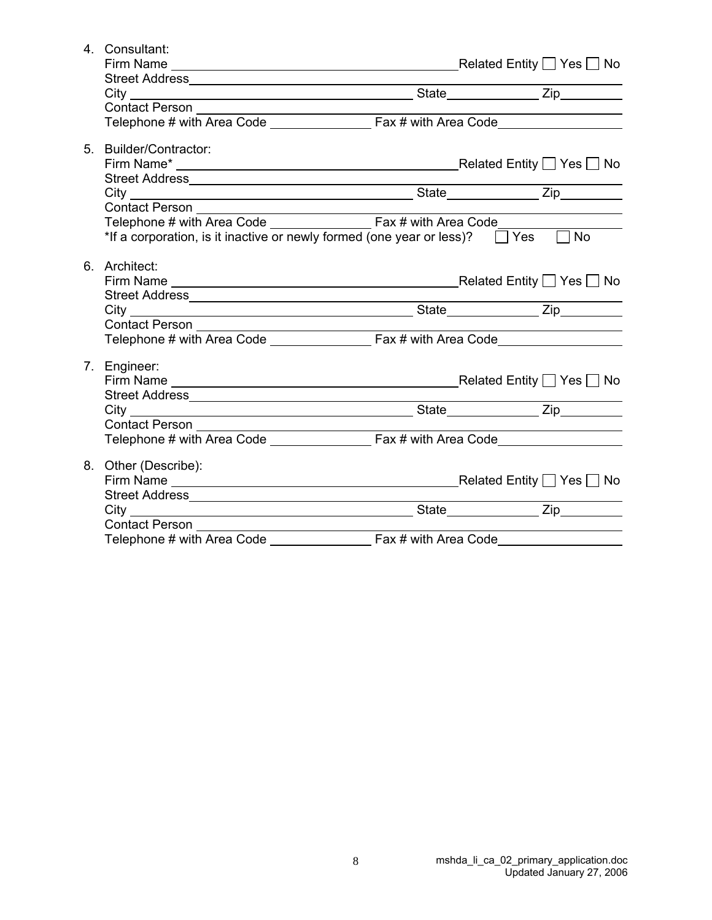4. Consultant:
   Firm Name ______________________________ Related Entity ☐ Yes ☐ No
   Street Address ______________________________
   City ______________________________ State ____________ Zip ________
   Contact Person ______________________________
   Telephone # with Area Code ______________ Fax # with Area Code ______________

5. Builder/Contractor:
   Firm Name* ______________________________ Related Entity ☐ Yes ☐ No
   Street Address ______________________________
   City ______________________________ State ____________ Zip ________
   Contact Person ______________________________
   Telephone # with Area Code ______________ Fax # with Area Code ______________
   *If a corporation, is it inactive or newly formed (one year or less)? ☐ Yes ☐ No

6. Architect:
   Firm Name ______________________________ Related Entity ☐ Yes ☐ No
   Street Address ______________________________
   City ______________________________ State ____________ Zip ________
   Contact Person ______________________________
   Telephone # with Area Code ______________ Fax # with Area Code ______________

7. Engineer:
   Firm Name ______________________________ Related Entity ☐ Yes ☐ No
   Street Address ______________________________
   City ______________________________ State ____________ Zip ________
   Contact Person ______________________________
   Telephone # with Area Code ______________ Fax # with Area Code ______________

8. Other (Describe):
   Firm Name ______________________________ Related Entity ☐ Yes ☐ No
   Street Address ______________________________
   City ______________________________ State ____________ Zip ________
   Contact Person ______________________________
   Telephone # with Area Code ______________ Fax # with Area Code ______________

mshda_li_ca_02_primary_application.doc
Updated January 27, 2006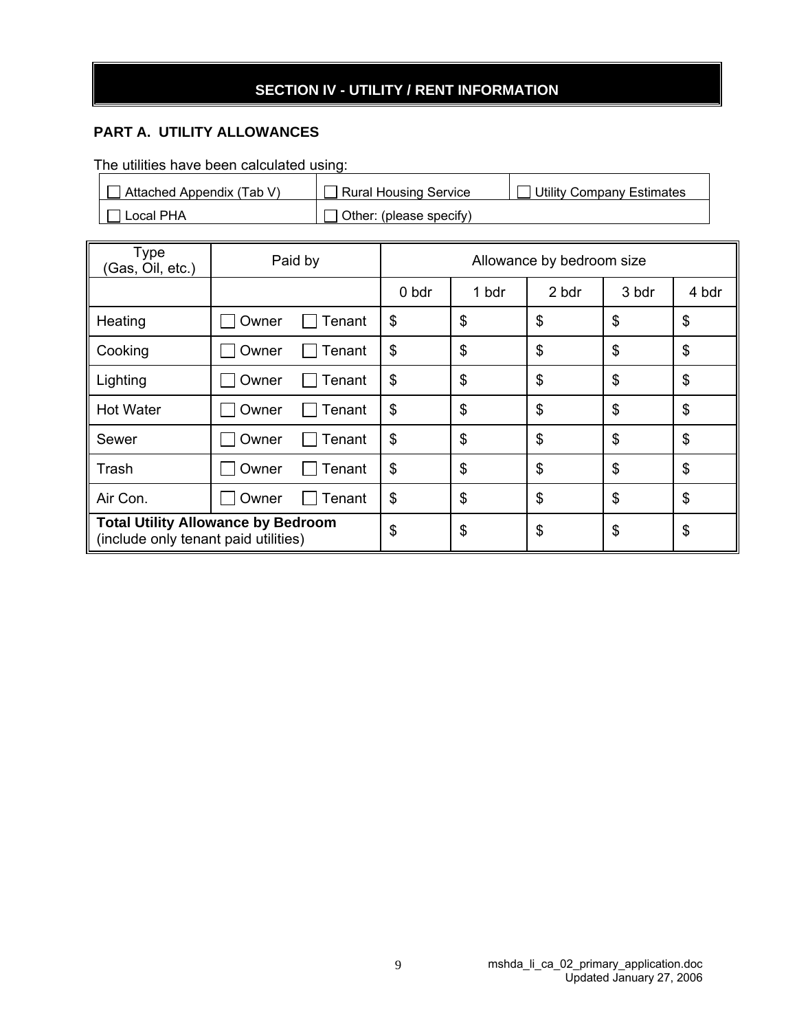## SECTION IV - UTILITY / RENT INFORMATION

### PART A. UTILITY ALLOWANCES

The utilities have been calculated using:

| | | |
|---|---|---|
| ☐ Attached Appendix (Tab V) | ☐ Rural Housing Service | ☐ Utility Company Estimates |
| ☐ Local PHA | ☐ Other: (please specify) | |

| Type (Gas, Oil, etc.) | Paid by | Allowance by bedroom size | | | | |
|---|---|---|---|---|---|---|
| | | 0 bdr | 1 bdr | 2 bdr | 3 bdr | 4 bdr |
| Heating | ☐ Owner ☐ Tenant | $ | $ | $ | $ | $ |
| Cooking | ☐ Owner ☐ Tenant | $ | $ | $ | $ | $ |
| Lighting | ☐ Owner ☐ Tenant | $ | $ | $ | $ | $ |
| Hot Water | ☐ Owner ☐ Tenant | $ | $ | $ | $ | $ |
| Sewer | ☐ Owner ☐ Tenant | $ | $ | $ | $ | $ |
| Trash | ☐ Owner ☐ Tenant | $ | $ | $ | $ | $ |
| Air Con. | ☐ Owner ☐ Tenant | $ | $ | $ | $ | $ |
| **Total Utility Allowance by Bedroom** (include only tenant paid utilities) | | $ | $ | $ | $ | $ |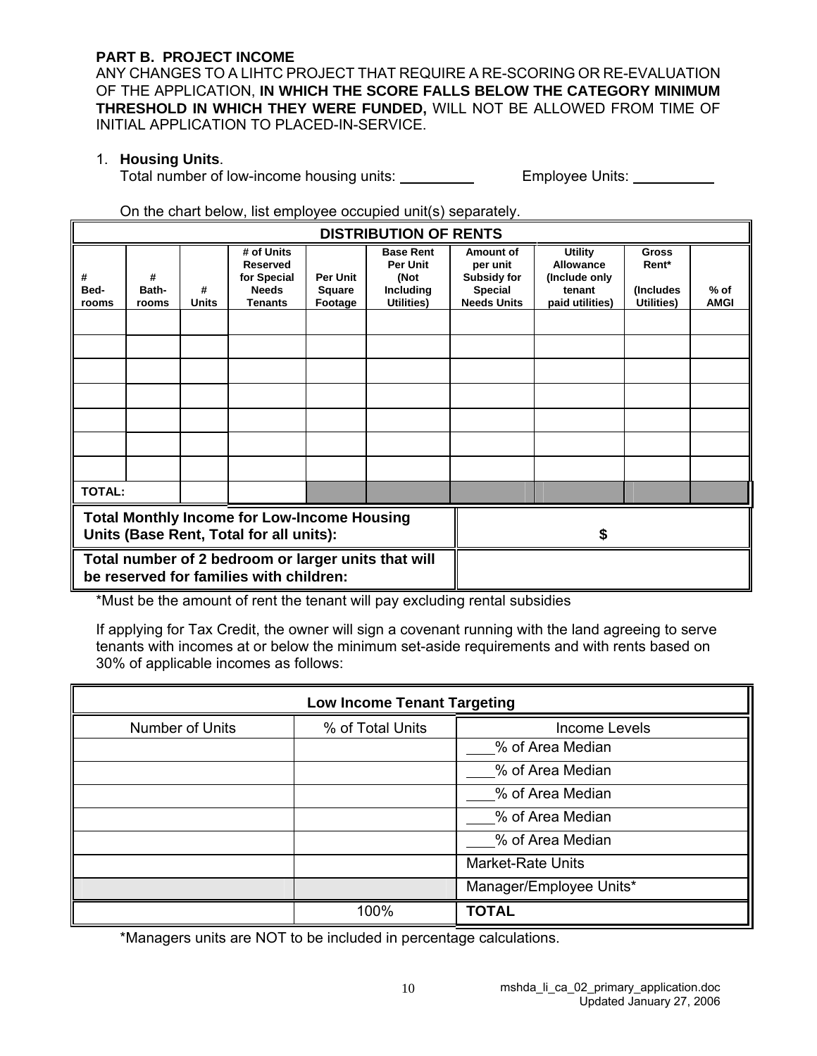**PART B. PROJECT INCOME**

ANY CHANGES TO A LIHTC PROJECT THAT REQUIRE A RE-SCORING OR RE-EVALUATION OF THE APPLICATION, **IN WHICH THE SCORE FALLS BELOW THE CATEGORY MINIMUM THRESHOLD IN WHICH THEY WERE FUNDED,** WILL NOT BE ALLOWED FROM TIME OF INITIAL APPLICATION TO PLACED-IN-SERVICE.

1. **Housing Units**.

   Total number of low-income housing units: _________ Employee Units: __________

   On the chart below, list employee occupied unit(s) separately.

| **DISTRIBUTION OF RENTS** | | | | | | | | | |
|---|---|---|---|---|---|---|---|---|---|
| **# Bed-rooms** | **# Bath-rooms** | **# Units** | **# of Units Reserved for Special Needs Tenants** | **Per Unit Square Footage** | **Base Rent Per Unit (Not Including Utilities)** | **Amount of per unit Subsidy for Special Needs Units** | **Utility Allowance (Include only tenant paid utilities)** | **Gross Rent\* (Includes Utilities)** | **% of AMGI** |
| | | | | | | | | | |
| | | | | | | | | | |
| | | | | | | | | | |
| | | | | | | | | | |
| | | | | | | | | | |
| | | | | | | | | | |
| | | | | | | | | | |
| **TOTAL:** | | | | | | | | | |

| | |
|---|---|
| **Total Monthly Income for Low-Income Housing Units (Base Rent, Total for all units):** | **$** |
| **Total number of 2 bedroom or larger units that will be reserved for families with children:** | |

*Must be the amount of rent the tenant will pay excluding rental subsidies

If applying for Tax Credit, the owner will sign a covenant running with the land agreeing to serve tenants with incomes at or below the minimum set-aside requirements and with rents based on 30% of applicable incomes as follows:

| **Low Income Tenant Targeting** | | |
|---|---|---|
| Number of Units | % of Total Units | Income Levels |
| | | ____% of Area Median |
| | | ____% of Area Median |
| | | ____% of Area Median |
| | | ____% of Area Median |
| | | ____% of Area Median |
| | | Market-Rate Units |
| | | Manager/Employee Units* |
| | 100% | **TOTAL** |

*Managers units are NOT to be included in percentage calculations.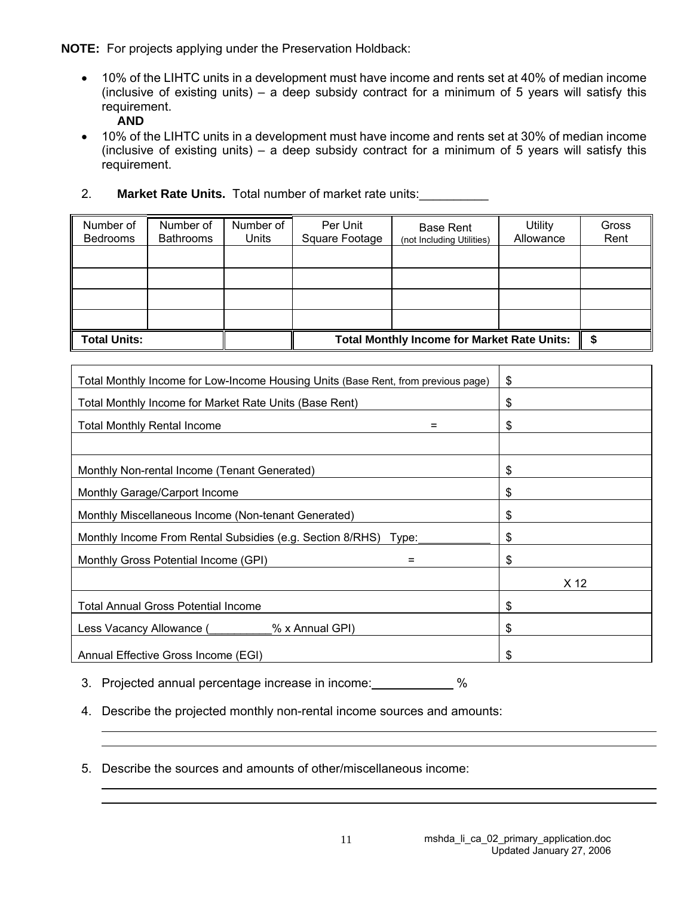**NOTE:** For projects applying under the Preservation Holdback:

- 10% of the LIHTC units in a development must have income and rents set at 40% of median income (inclusive of existing units) – a deep subsidy contract for a minimum of 5 years will satisfy this requirement.

  **AND**

- 10% of the LIHTC units in a development must have income and rents set at 30% of median income (inclusive of existing units) – a deep subsidy contract for a minimum of 5 years will satisfy this requirement.

2. **Market Rate Units.** Total number of market rate units:__________

| Number of Bedrooms | Number of Bathrooms | Number of Units | Per Unit Square Footage | Base Rent (not Including Utilities) | Utility Allowance | Gross Rent |
|---|---|---|---|---|---|---|
| | | | | | | |
| | | | | | | |
| | | | | | | |
| | | | | | | |
| **Total Units:** | | | **Total Monthly Income for Market Rate Units:** | | | **$** |

| | |
|---|---|
| Total Monthly Income for Low-Income Housing Units (Base Rent, from previous page) | $ |
| Total Monthly Income for Market Rate Units (Base Rent) | $ |
| Total Monthly Rental Income = | $ |
| | |
| Monthly Non-rental Income (Tenant Generated) | $ |
| Monthly Garage/Carport Income | $ |
| Monthly Miscellaneous Income (Non-tenant Generated) | $ |
| Monthly Income From Rental Subsidies (e.g. Section 8/RHS) Type:____________ | $ |
| Monthly Gross Potential Income (GPI) = | $ |
| | X 12 |
| Total Annual Gross Potential Income | $ |
| Less Vacancy Allowance (__________% x Annual GPI) | $ |
| Annual Effective Gross Income (EGI) | $ |

3. Projected annual percentage increase in income:____________ %

4. Describe the projected monthly non-rental income sources and amounts:

5. Describe the sources and amounts of other/miscellaneous income: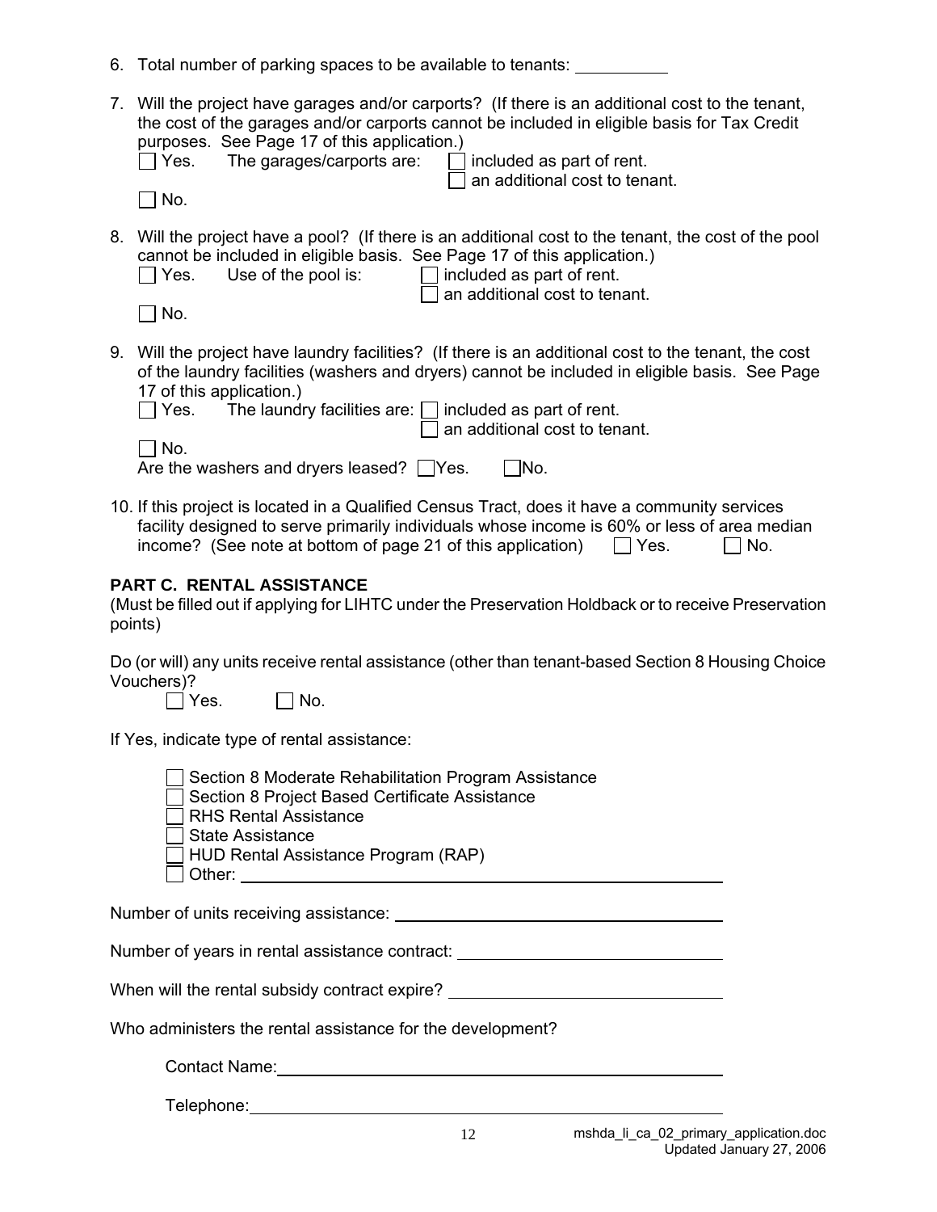6. Total number of parking spaces to be available to tenants: __________

7. Will the project have garages and/or carports? (If there is an additional cost to the tenant, the cost of the garages and/or carports cannot be included in eligible basis for Tax Credit purposes. See Page 17 of this application.)
   ☐ Yes. The garages/carports are: ☐ included as part of rent.
   ☐ an additional cost to tenant.
   ☐ No.

8. Will the project have a pool? (If there is an additional cost to the tenant, the cost of the pool cannot be included in eligible basis. See Page 17 of this application.)
   ☐ Yes. Use of the pool is: ☐ included as part of rent.
   ☐ an additional cost to tenant.
   ☐ No.

9. Will the project have laundry facilities? (If there is an additional cost to the tenant, the cost of the laundry facilities (washers and dryers) cannot be included in eligible basis. See Page 17 of this application.)
   ☐ Yes. The laundry facilities are: ☐ included as part of rent.
   ☐ an additional cost to tenant.
   ☐ No.
   Are the washers and dryers leased? ☐ Yes. ☐ No.

10. If this project is located in a Qualified Census Tract, does it have a community services facility designed to serve primarily individuals whose income is 60% or less of area median income? (See note at bottom of page 21 of this application) ☐ Yes. ☐ No.

**PART C. RENTAL ASSISTANCE**

(Must be filled out if applying for LIHTC under the Preservation Holdback or to receive Preservation points)

Do (or will) any units receive rental assistance (other than tenant-based Section 8 Housing Choice Vouchers)?
☐ Yes. ☐ No.

If Yes, indicate type of rental assistance:

☐ Section 8 Moderate Rehabilitation Program Assistance
☐ Section 8 Project Based Certificate Assistance
☐ RHS Rental Assistance
☐ State Assistance
☐ HUD Rental Assistance Program (RAP)
☐ Other: ______________________________

Number of units receiving assistance: ______________________________

Number of years in rental assistance contract: ______________________________

When will the rental subsidy contract expire? ______________________________

Who administers the rental assistance for the development?

Contact Name: ______________________________

Telephone: ______________________________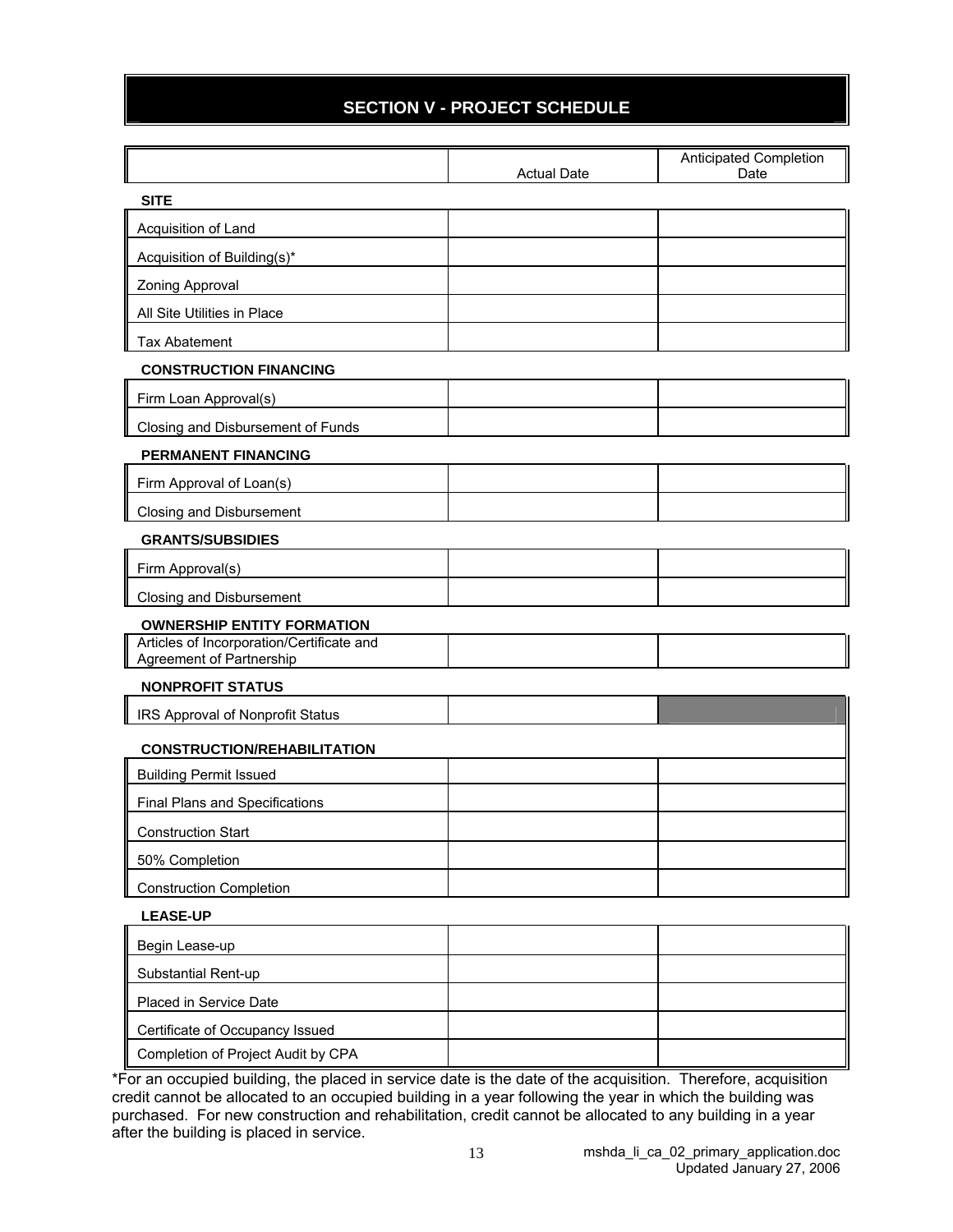## SECTION V - PROJECT SCHEDULE

| | Actual Date | Anticipated Completion Date |
|---|---|---|
| **SITE** | | |
| Acquisition of Land | | |
| Acquisition of Building(s)* | | |
| Zoning Approval | | |
| All Site Utilities in Place | | |
| Tax Abatement | | |
| **CONSTRUCTION FINANCING** | | |
| Firm Loan Approval(s) | | |
| Closing and Disbursement of Funds | | |
| **PERMANENT FINANCING** | | |
| Firm Approval of Loan(s) | | |
| Closing and Disbursement | | |
| **GRANTS/SUBSIDIES** | | |
| Firm Approval(s) | | |
| Closing and Disbursement | | |
| **OWNERSHIP ENTITY FORMATION** | | |
| Articles of Incorporation/Certificate and Agreement of Partnership | | |
| **NONPROFIT STATUS** | | |
| IRS Approval of Nonprofit Status | | |
| **CONSTRUCTION/REHABILITATION** | | |
| Building Permit Issued | | |
| Final Plans and Specifications | | |
| Construction Start | | |
| 50% Completion | | |
| Construction Completion | | |
| **LEASE-UP** | | |
| Begin Lease-up | | |
| Substantial Rent-up | | |
| Placed in Service Date | | |
| Certificate of Occupancy Issued | | |
| Completion of Project Audit by CPA | | |

*For an occupied building, the placed in service date is the date of the acquisition. Therefore, acquisition credit cannot be allocated to an occupied building in a year following the year in which the building was purchased. For new construction and rehabilitation, credit cannot be allocated to any building in a year after the building is placed in service.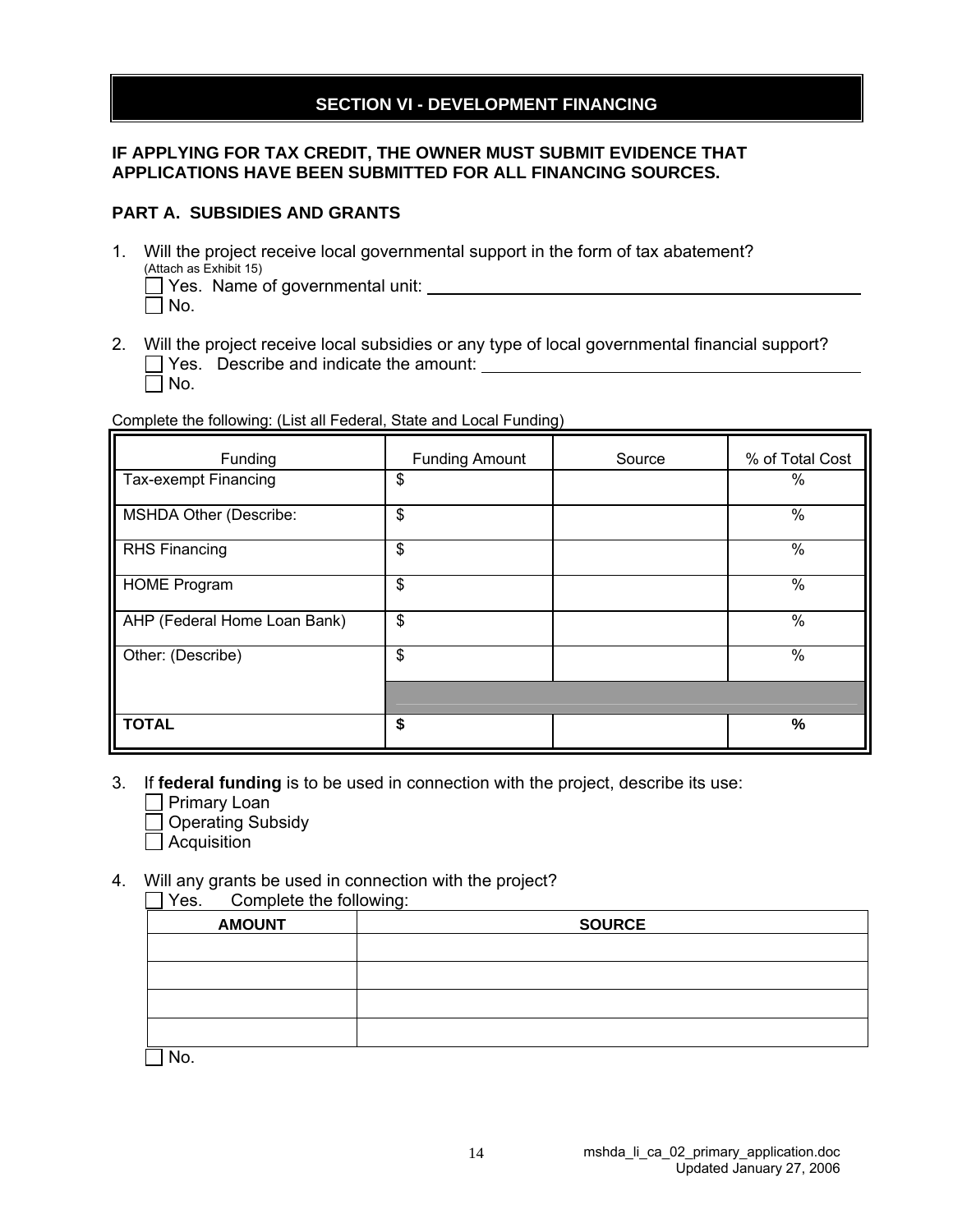## SECTION VI - DEVELOPMENT FINANCING

**IF APPLYING FOR TAX CREDIT, THE OWNER MUST SUBMIT EVIDENCE THAT APPLICATIONS HAVE BEEN SUBMITTED FOR ALL FINANCING SOURCES.**

### PART A. SUBSIDIES AND GRANTS

1. Will the project receive local governmental support in the form of tax abatement?
   (Attach as Exhibit 15)
   - [ ] Yes. Name of governmental unit: ______________________
   - [ ] No.

2. Will the project receive local subsidies or any type of local governmental financial support?
   - [ ] Yes. Describe and indicate the amount: ______________________
   - [ ] No.

Complete the following: (List all Federal, State and Local Funding)

| Funding | Funding Amount | Source | % of Total Cost |
|---|---|---|---|
| Tax-exempt Financing | $ | | % |
| MSHDA Other (Describe: | $ | | % |
| RHS Financing | $ | | % |
| HOME Program | $ | | % |
| AHP (Federal Home Loan Bank) | $ | | % |
| Other: (Describe) | $ | | % |
| | | | |
| **TOTAL** | **$** | | **%** |

3. If **federal funding** is to be used in connection with the project, describe its use:
   - [ ] Primary Loan
   - [ ] Operating Subsidy
   - [ ] Acquisition

4. Will any grants be used in connection with the project?
   - [ ] Yes. Complete the following:

   | AMOUNT | SOURCE |
   |---|---|
   | | |
   | | |
   | | |
   | | |

   - [ ] No.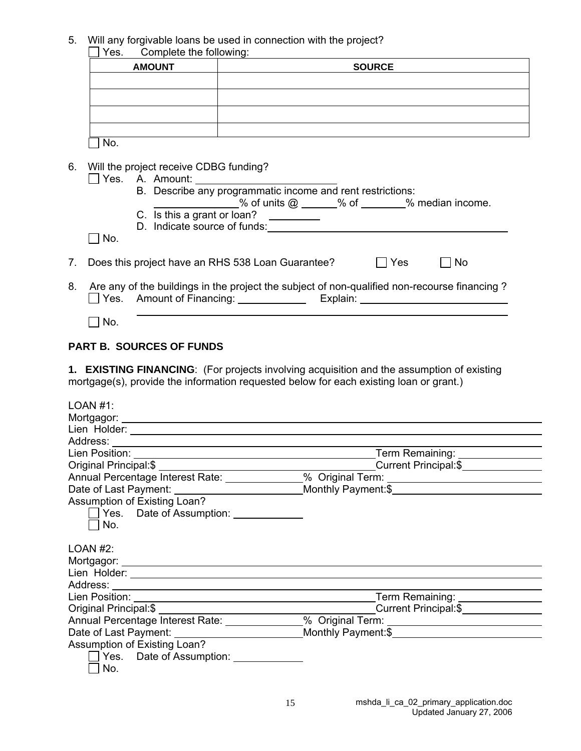5. Will any forgivable loans be used in connection with the project?

☐ Yes. Complete the following:

| AMOUNT | SOURCE |
|---|---|
| | |
| | |
| | |
| | |

☐ No.

6. Will the project receive CDBG funding?

☐ Yes. A. Amount: ________________________

B. Describe any programmatic income and rent restrictions:
______________% of units @ ______% of ________% median income.

C. Is this a grant or loan? _________

D. Indicate source of funds: ________________________________________

☐ No.

7. Does this project have an RHS 538 Loan Guarantee? ☐ Yes ☐ No

8. Are any of the buildings in the project the subject of non-qualified non-recourse financing ?

☐ Yes. Amount of Financing: ____________ Explain: __________________________
_____________________________________________________________

☐ No.

## PART B. SOURCES OF FUNDS

**1. EXISTING FINANCING**: (For projects involving acquisition and the assumption of existing mortgage(s), provide the information requested below for each existing loan or grant.)

LOAN #1:

Mortgagor: ______________________________________________________________

Lien Holder: ______________________________________________________________

Address: ______________________________________________________________

Lien Position: ______________________________ Term Remaining: ______________

Original Principal:$ __________________________ Current Principal:$ ______________

Annual Percentage Interest Rate: ____________% Original Term: ______________________

Date of Last Payment: ____________________ Monthly Payment:$ ______________________

Assumption of Existing Loan?

☐ Yes. Date of Assumption: ____________

☐ No.

LOAN #2:

Mortgagor: ______________________________________________________________

Lien Holder: ______________________________________________________________

Address: ______________________________________________________________

Lien Position: ______________________________ Term Remaining: ______________

Original Principal:$ __________________________ Current Principal:$ ______________

Annual Percentage Interest Rate: ____________% Original Term: ______________________

Date of Last Payment: ____________________ Monthly Payment:$ ______________________

Assumption of Existing Loan?

☐ Yes. Date of Assumption: ____________

☐ No.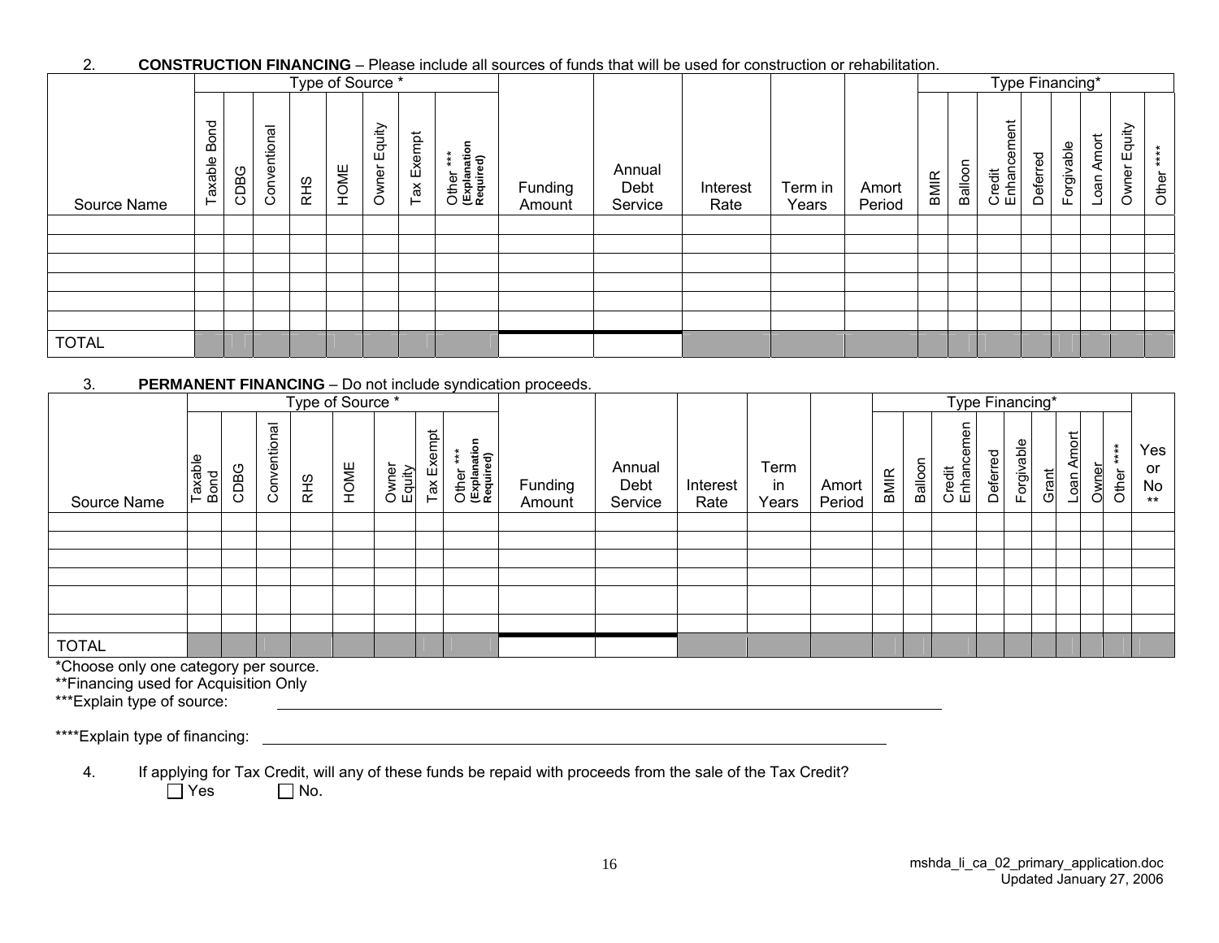2. **CONSTRUCTION FINANCING** – Please include all sources of funds that will be used for construction or rehabilitation.

| Source Name | Type of Source * | | | | | | | | Funding Amount | Annual Debt Service | Interest Rate | Term in Years | Amort Period | Type Financing* | | | | | | | |
|---|---|---|---|---|---|---|---|---|---|---|---|---|---|---|---|---|---|---|---|---|---|
| | Taxable Bond | CDBG | Conventional | RHS | HOME | Owner Equity | Tax Exempt | Other *** (Explanation Required) | | | | | | BMIR | Balloon | Credit Enhancement | Deferred | Forgivable | Loan Amort | Owner Equity | Other **** |
| | | | | | | | | | | | | | | | | | | | | | |
| | | | | | | | | | | | | | | | | | | | | | |
| | | | | | | | | | | | | | | | | | | | | | |
| | | | | | | | | | | | | | | | | | | | | | |
| | | | | | | | | | | | | | | | | | | | | | |
| | | | | | | | | | | | | | | | | | | | | | |
| TOTAL | | | | | | | | | | | | | | | | | | | | | |

3. **PERMANENT FINANCING** – Do not include syndication proceeds.

| Source Name | Type of Source * | | | | | | | | Funding Amount | Annual Debt Service | Interest Rate | Term in Years | Amort Period | Type Financing* | | | | | | | | | Yes or No ** |
|---|---|---|---|---|---|---|---|---|---|---|---|---|---|---|---|---|---|---|---|---|---|---|---|
| | Taxable Bond | CDBG | Conventional | RHS | HOME | Owner Equity | Tax Exempt | Other *** (Explanation Required) | | | | | | BMIR | Balloon | Credit Enhancemen | Deferred | Forgivable | Grant | Loan Amort | Owner | Other **** | |
| | | | | | | | | | | | | | | | | | | | | | | | |
| | | | | | | | | | | | | | | | | | | | | | | | |
| | | | | | | | | | | | | | | | | | | | | | | | |
| | | | | | | | | | | | | | | | | | | | | | | | |
| | | | | | | | | | | | | | | | | | | | | | | | |
| | | | | | | | | | | | | | | | | | | | | | | | |
| TOTAL | | | | | | | | | | | | | | | | | | | | | | | |

*Choose only one category per source.
**Financing used for Acquisition Only
***Explain type of source: ______________________________

****Explain type of financing: ______________________________

4. If applying for Tax Credit, will any of these funds be repaid with proceeds from the sale of the Tax Credit?
☐ Yes ☐ No.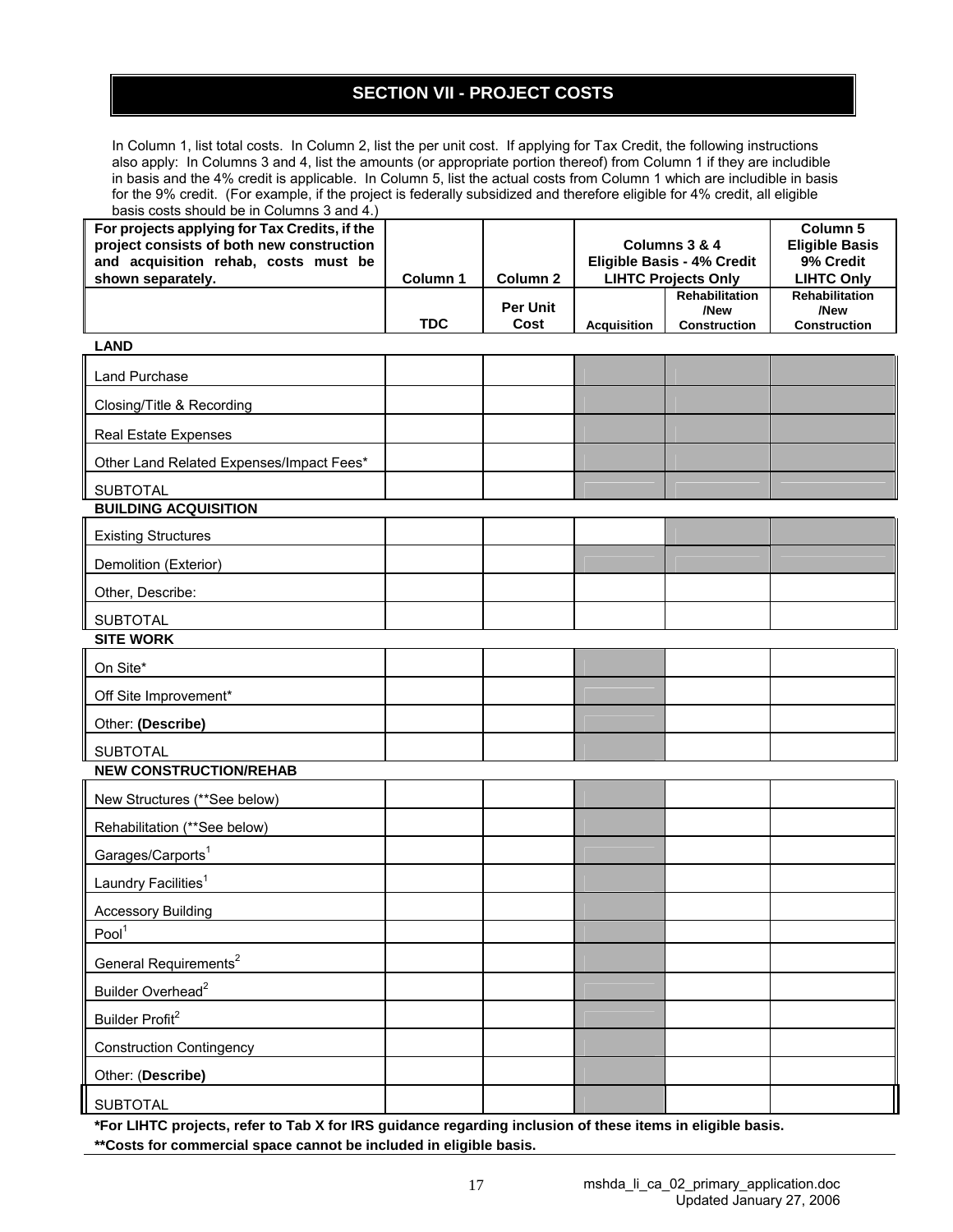## SECTION VII - PROJECT COSTS

In Column 1, list total costs. In Column 2, list the per unit cost. If applying for Tax Credit, the following instructions also apply: In Columns 3 and 4, list the amounts (or appropriate portion thereof) from Column 1 if they are includible in basis and the 4% credit is applicable. In Column 5, list the actual costs from Column 1 which are includible in basis for the 9% credit. (For example, if the project is federally subsidized and therefore eligible for 4% credit, all eligible basis costs should be in Columns 3 and 4.)

| For projects applying for Tax Credits, if the project consists of both new construction and acquisition rehab, costs must be shown separately. | Column 1 | Column 2 | Columns 3 & 4 Eligible Basis - 4% Credit LIHTC Projects Only | | Column 5 Eligible Basis 9% Credit LIHTC Only |
|---|---|---|---|---|---|
| | TDC | Per Unit Cost | Acquisition | Rehabilitation /New Construction | Rehabilitation /New Construction |
| **LAND** | | | | | |
| Land Purchase | | | | | |
| Closing/Title & Recording | | | | | |
| Real Estate Expenses | | | | | |
| Other Land Related Expenses/Impact Fees* | | | | | |
| SUBTOTAL | | | | | |
| **BUILDING ACQUISITION** | | | | | |
| Existing Structures | | | | | |
| Demolition (Exterior) | | | | | |
| Other, Describe: | | | | | |
| SUBTOTAL | | | | | |
| **SITE WORK** | | | | | |
| On Site* | | | | | |
| Off Site Improvement* | | | | | |
| Other: **(Describe)** | | | | | |
| SUBTOTAL | | | | | |
| **NEW CONSTRUCTION/REHAB** | | | | | |
| New Structures (**See below) | | | | | |
| Rehabilitation (**See below) | | | | | |
| Garages/Carports[1] | | | | | |
| Laundry Facilities[1] | | | | | |
| Accessory Building | | | | | |
| Pool[1] | | | | | |
| General Requirements[2] | | | | | |
| Builder Overhead[2] | | | | | |
| Builder Profit[2] | | | | | |
| Construction Contingency | | | | | |
| Other: (**Describe)** | | | | | |
| SUBTOTAL | | | | | |

***For LIHTC projects, refer to Tab X for IRS guidance regarding inclusion of these items in eligible basis.**

****Costs for commercial space cannot be included in eligible basis.**

mshda_li_ca_02_primary_application.doc
Updated January 27, 2006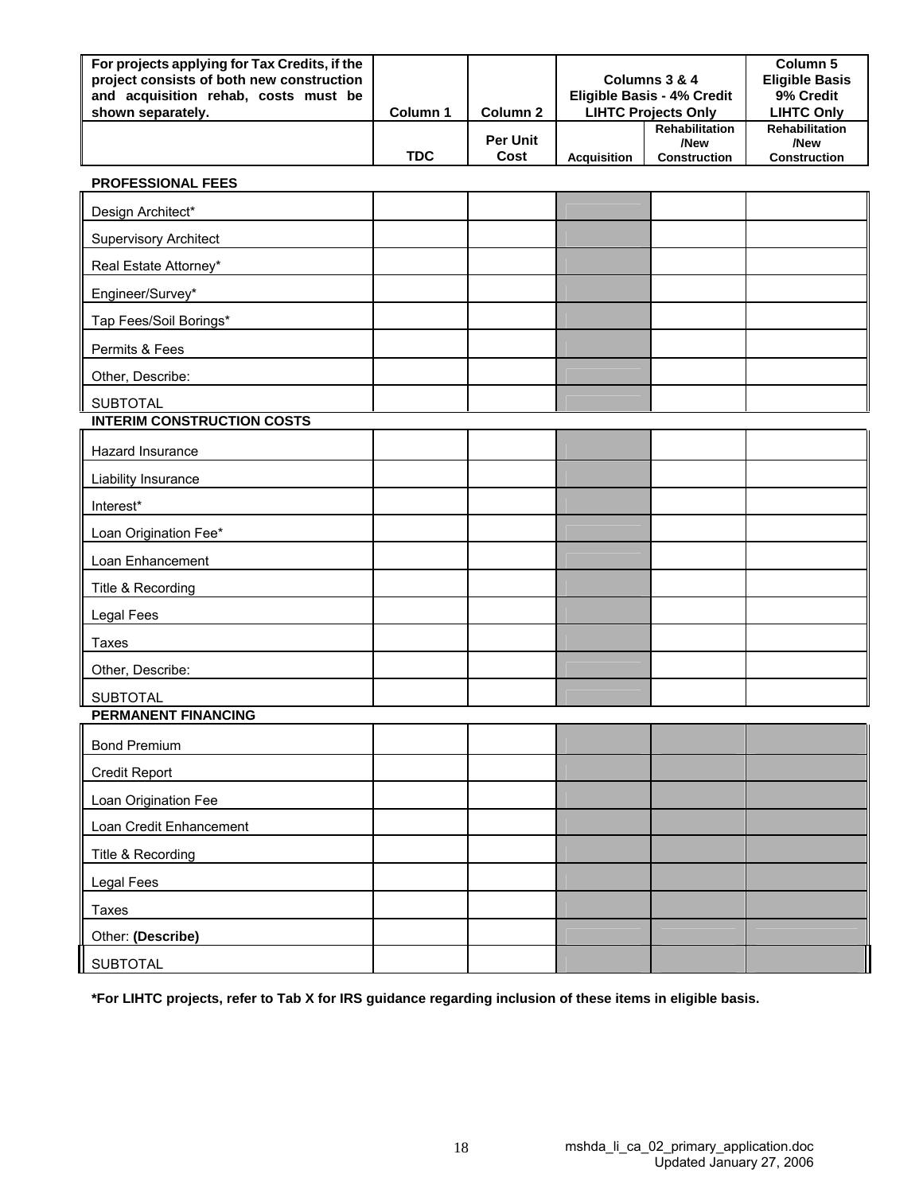| For projects applying for Tax Credits, if the project consists of both new construction and acquisition rehab, costs must be shown separately. | Column 1 | Column 2 | Columns 3 & 4 Eligible Basis - 4% Credit LIHTC Projects Only | | Column 5 Eligible Basis 9% Credit LIHTC Only |
|---|---|---|---|---|---|
| | TDC | Per Unit Cost | Acquisition | Rehabilitation /New Construction | Rehabilitation /New Construction |
| **PROFESSIONAL FEES** | | | | | |
| Design Architect* | | | | | |
| Supervisory Architect | | | | | |
| Real Estate Attorney* | | | | | |
| Engineer/Survey* | | | | | |
| Tap Fees/Soil Borings* | | | | | |
| Permits & Fees | | | | | |
| Other, Describe: | | | | | |
| SUBTOTAL | | | | | |
| **INTERIM CONSTRUCTION COSTS** | | | | | |
| Hazard Insurance | | | | | |
| Liability Insurance | | | | | |
| Interest* | | | | | |
| Loan Origination Fee* | | | | | |
| Loan Enhancement | | | | | |
| Title & Recording | | | | | |
| Legal Fees | | | | | |
| Taxes | | | | | |
| Other, Describe: | | | | | |
| SUBTOTAL | | | | | |
| **PERMANENT FINANCING** | | | | | |
| Bond Premium | | | | | |
| Credit Report | | | | | |
| Loan Origination Fee | | | | | |
| Loan Credit Enhancement | | | | | |
| Title & Recording | | | | | |
| Legal Fees | | | | | |
| Taxes | | | | | |
| Other: **(Describe)** | | | | | |
| SUBTOTAL | | | | | |

***For LIHTC projects, refer to Tab X for IRS guidance regarding inclusion of these items in eligible basis.**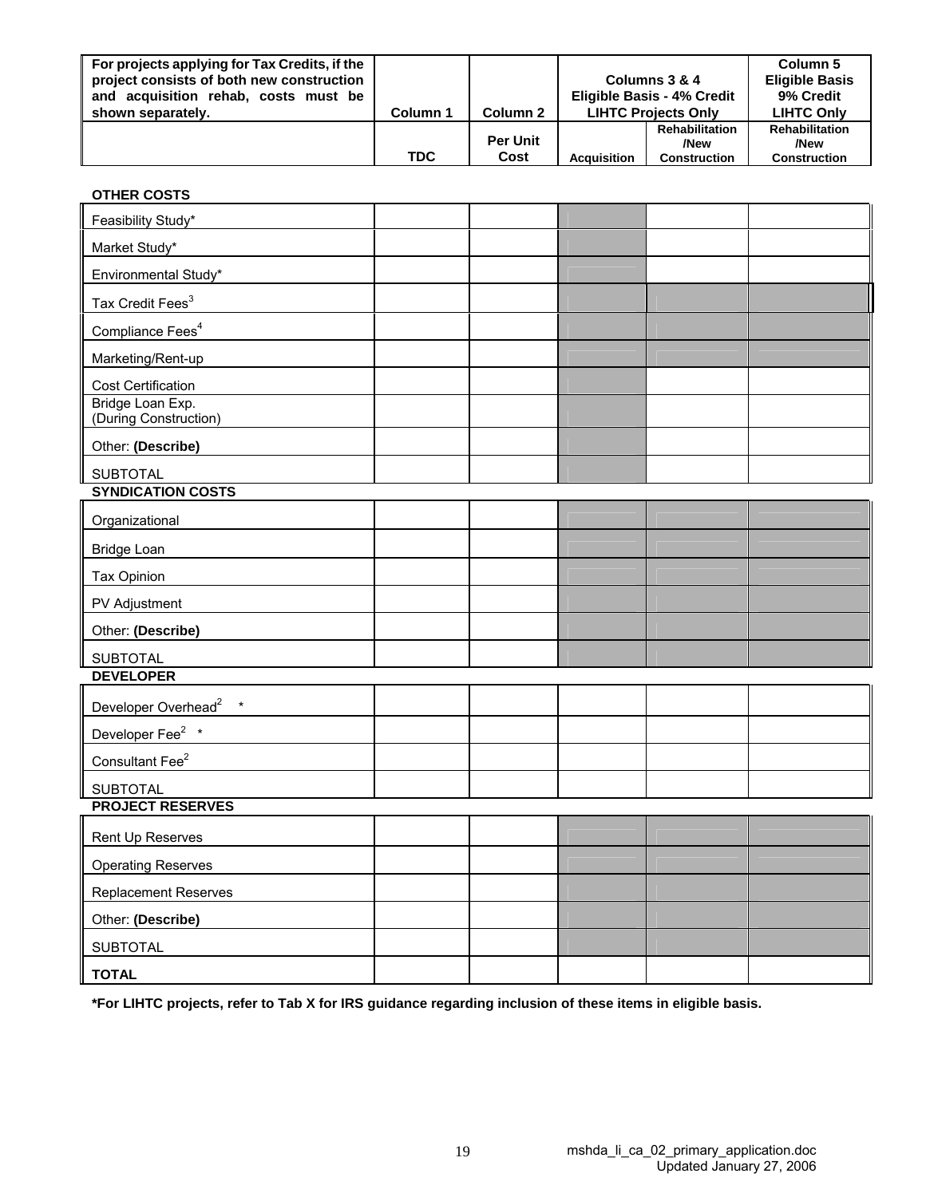| For projects applying for Tax Credits, if the project consists of both new construction and acquisition rehab, costs must be shown separately. | Column 1 | Column 2 | Columns 3 & 4 Eligible Basis - 4% Credit LIHTC Projects Only | | Column 5 Eligible Basis 9% Credit LIHTC Only |
|---|---|---|---|---|---|
| | TDC | Per Unit Cost | Acquisition | Rehabilitation /New Construction | Rehabilitation /New Construction |
| **OTHER COSTS** | | | | | |
| Feasibility Study* | | | | | |
| Market Study* | | | | | |
| Environmental Study* | | | | | |
| Tax Credit Fees[3] | | | | | |
| Compliance Fees[4] | | | | | |
| Marketing/Rent-up | | | | | |
| Cost Certification | | | | | |
| Bridge Loan Exp. (During Construction) | | | | | |
| Other: **(Describe)** | | | | | |
| SUBTOTAL | | | | | |
| **SYNDICATION COSTS** | | | | | |
| Organizational | | | | | |
| Bridge Loan | | | | | |
| Tax Opinion | | | | | |
| PV Adjustment | | | | | |
| Other: **(Describe)** | | | | | |
| SUBTOTAL | | | | | |
| **DEVELOPER** | | | | | |
| Developer Overhead[2] * | | | | | |
| Developer Fee[2] * | | | | | |
| Consultant Fee[2] | | | | | |
| SUBTOTAL | | | | | |
| **PROJECT RESERVES** | | | | | |
| Rent Up Reserves | | | | | |
| Operating Reserves | | | | | |
| Replacement Reserves | | | | | |
| Other: **(Describe)** | | | | | |
| SUBTOTAL | | | | | |
| **TOTAL** | | | | | |

**\*For LIHTC projects, refer to Tab X for IRS guidance regarding inclusion of these items in eligible basis.**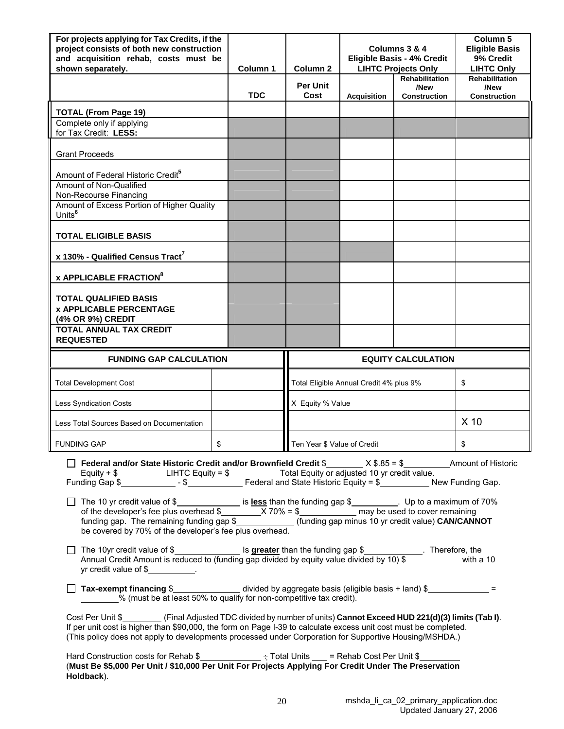| For projects applying for Tax Credits, if the project consists of both new construction and acquisition rehab, costs must be shown separately. | Column 1 | Column 2 | Columns 3 & 4 Eligible Basis - 4% Credit LIHTC Projects Only | | Column 5 Eligible Basis 9% Credit LIHTC Only |
|---|---|---|---|---|---|
| | TDC | Per Unit Cost | Acquisition | Rehabilitation /New Construction | Rehabilitation /New Construction |
| **TOTAL (From Page 19)** | | | | | |
| Complete only if applying for Tax Credit: **LESS:** | | | | | |
| Grant Proceeds | | | | | |
| Amount of Federal Historic Credit[5] | | | | | |
| Amount of Non-Qualified Non-Recourse Financing | | | | | |
| Amount of Excess Portion of Higher Quality Units[6] | | | | | |
| **TOTAL ELIGIBLE BASIS** | | | | | |
| **x 130% - Qualified Census Tract[7]** | | | | | |
| **x APPLICABLE FRACTION[8]** | | | | | |
| **TOTAL QUALIFIED BASIS** | | | | | |
| **x APPLICABLE PERCENTAGE (4% OR 9%) CREDIT** | | | | | |
| **TOTAL ANNUAL TAX CREDIT REQUESTED** | | | | | |

| **FUNDING GAP CALCULATION** | |
|---|---|
| Total Development Cost | |
| Less Syndication Costs | |
| Less Total Sources Based on Documentation | |
| FUNDING GAP | $ |

| **EQUITY CALCULATION** | |
|---|---|
| Total Eligible Annual Credit 4% plus 9% | $ |
| X Equity % Value | |
| | X 10 |
| Ten Year $ Value of Credit | $ |

☐ **Federal and/or State Historic Credit and/or Brownfield Credit** $________ X $.85 = $__________Amount of Historic Equity + $___________LIHTC Equity = $__________ Total Equity or adjusted 10 yr credit value.
Funding Gap $____________ - $____________ Federal and State Historic Equity = $___________ New Funding Gap.

☐ The 10 yr credit value of $______________ is **less** than the funding gap $__________. Up to a maximum of 70% of the developer's fee plus overhead $_________X 70% = $____________ may be used to cover remaining funding gap. The remaining funding gap $_____________ (funding gap minus 10 yr credit value) **CAN/CANNOT** be covered by 70% of the developer's fee plus overhead.

☐ The 10yr credit value of $______________ Is **greater** than the funding gap $_____________. Therefore, the Annual Credit Amount is reduced to (funding gap divided by equity value divided by 10) $____________ with a 10 yr credit value of $__________.

☐ **Tax-exempt financing** $_______________ divided by aggregate basis (eligible basis + land) $_____________ = ________% (must be at least 50% to qualify for non-competitive tax credit).

Cost Per Unit $________ (Final Adjusted TDC divided by number of units) **Cannot Exceed HUD 221(d)(3) limits (Tab I)**. If per unit cost is higher than $90,000, the form on Page I-39 to calculate excess unit cost must be completed. (This policy does not apply to developments processed under Corporation for Supportive Housing/MSHDA.)

Hard Construction costs for Rehab $_____________ ÷ Total Units ___ = Rehab Cost Per Unit $_________
(**Must Be $5,000 Per Unit / $10,000 Per Unit For Projects Applying For Credit Under The Preservation Holdback**).

mshda_li_ca_02_primary_application.doc
Updated January 27, 2006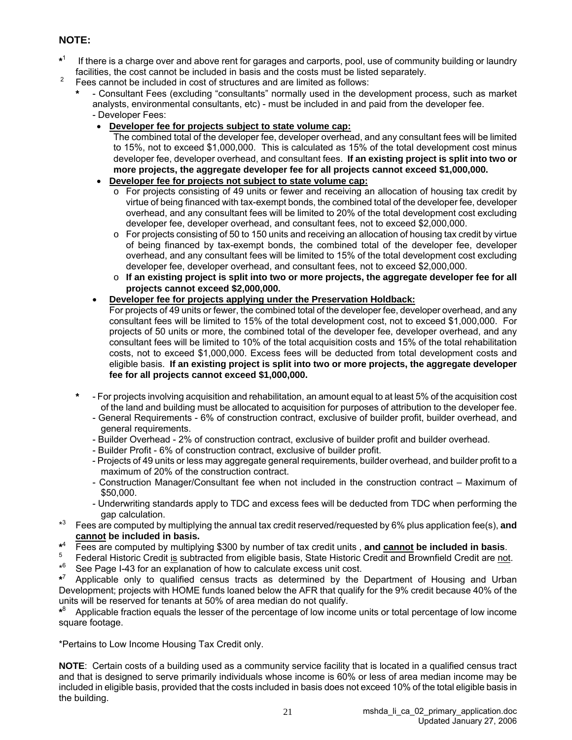**NOTE:**

*[1] If there is a charge over and above rent for garages and carports, pool, use of community building or laundry facilities, the cost cannot be included in basis and the costs must be listed separately.

[2] Fees cannot be included in cost of structures and are limited as follows:

- * - Consultant Fees (excluding "consultants" normally used in the development process, such as market analysts, environmental consultants, etc) - must be included in and paid from the developer fee.
  - Developer Fees:
    - **Developer fee for projects subject to state volume cap:**
      The combined total of the developer fee, developer overhead, and any consultant fees will be limited to 15%, not to exceed $1,000,000. This is calculated as 15% of the total development cost minus developer fee, developer overhead, and consultant fees. **If an existing project is split into two or more projects, the aggregate developer fee for all projects cannot exceed $1,000,000.**
    - **Developer fee for projects not subject to state volume cap:**
      - For projects consisting of 49 units or fewer and receiving an allocation of housing tax credit by virtue of being financed with tax-exempt bonds, the combined total of the developer fee, developer overhead, and any consultant fees will be limited to 20% of the total development cost excluding developer fee, developer overhead, and consultant fees, not to exceed $2,000,000.
      - For projects consisting of 50 to 150 units and receiving an allocation of housing tax credit by virtue of being financed by tax-exempt bonds, the combined total of the developer fee, developer overhead, and any consultant fees will be limited to 15% of the total development cost excluding developer fee, developer overhead, and consultant fees, not to exceed $2,000,000.
      - **If an existing project is split into two or more projects, the aggregate developer fee for all projects cannot exceed $2,000,000.**
    - **Developer fee for projects applying under the Preservation Holdback:**
      For projects of 49 units or fewer, the combined total of the developer fee, developer overhead, and any consultant fees will be limited to 15% of the total development cost, not to exceed $1,000,000. For projects of 50 units or more, the combined total of the developer fee, developer overhead, and any consultant fees will be limited to 10% of the total acquisition costs and 15% of the total rehabilitation costs, not to exceed $1,000,000. Excess fees will be deducted from total development costs and eligible basis. **If an existing project is split into two or more projects, the aggregate developer fee for all projects cannot exceed $1,000,000.**

- * - For projects involving acquisition and rehabilitation, an amount equal to at least 5% of the acquisition cost of the land and building must be allocated to acquisition for purposes of attribution to the developer fee.
  - General Requirements - 6% of construction contract, exclusive of builder profit, builder overhead, and general requirements.
  - Builder Overhead - 2% of construction contract, exclusive of builder profit and builder overhead.
  - Builder Profit - 6% of construction contract, exclusive of builder profit.
  - Projects of 49 units or less may aggregate general requirements, builder overhead, and builder profit to a maximum of 20% of the construction contract.
  - Construction Manager/Consultant fee when not included in the construction contract – Maximum of $50,000.
  - Underwriting standards apply to TDC and excess fees will be deducted from TDC when performing the gap calculation.

*[3] Fees are computed by multiplying the annual tax credit reserved/requested by 6% plus application fee(s), **and cannot be included in basis.**

*[4] Fees are computed by multiplying $300 by number of tax credit units , **and cannot be included in basis**.

[5] Federal Historic Credit is subtracted from eligible basis, State Historic Credit and Brownfield Credit are not.

*[6] See Page I-43 for an explanation of how to calculate excess unit cost.

*[7] Applicable only to qualified census tracts as determined by the Department of Housing and Urban Development; projects with HOME funds loaned below the AFR that qualify for the 9% credit because 40% of the units will be reserved for tenants at 50% of area median do not qualify.

*[8] Applicable fraction equals the lesser of the percentage of low income units or total percentage of low income square footage.

*Pertains to Low Income Housing Tax Credit only.

**NOTE**: Certain costs of a building used as a community service facility that is located in a qualified census tract and that is designed to serve primarily individuals whose income is 60% or less of area median income may be included in eligible basis, provided that the costs included in basis does not exceed 10% of the total eligible basis in the building.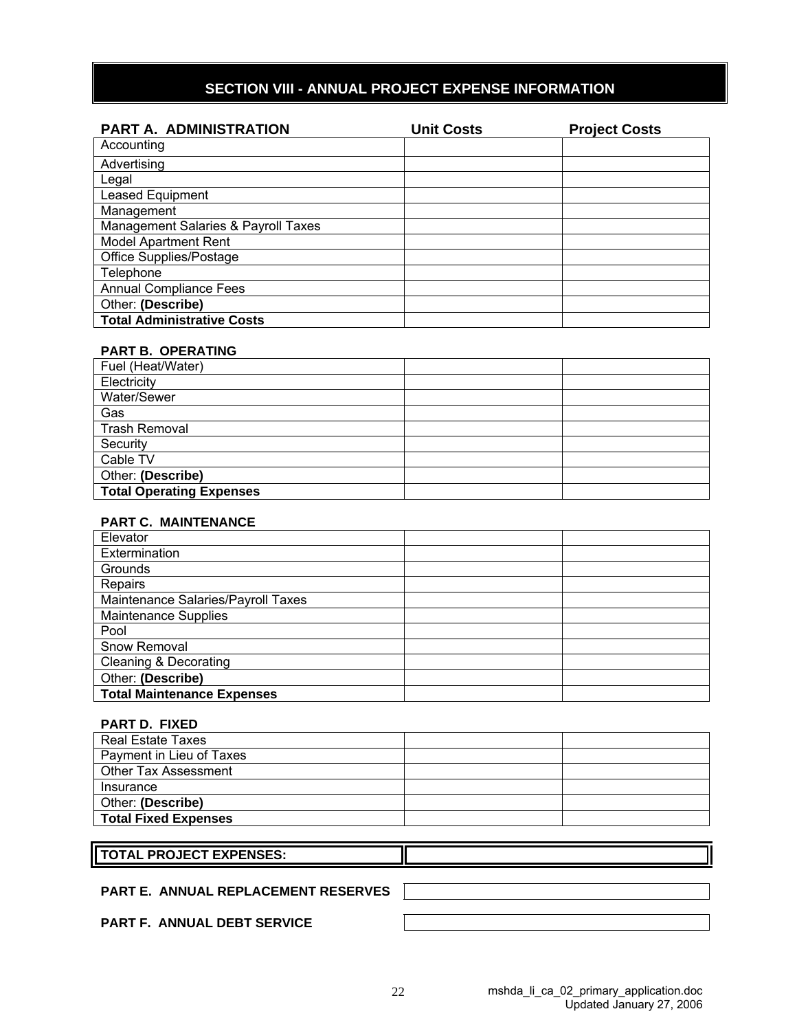## SECTION VIII - ANNUAL PROJECT EXPENSE INFORMATION

| PART A. ADMINISTRATION | Unit Costs | Project Costs |
|---|---|---|
| Accounting | | |
| Advertising | | |
| Legal | | |
| Leased Equipment | | |
| Management | | |
| Management Salaries & Payroll Taxes | | |
| Model Apartment Rent | | |
| Office Supplies/Postage | | |
| Telephone | | |
| Annual Compliance Fees | | |
| Other: **(Describe)** | | |
| **Total Administrative Costs** | | |

| PART B. OPERATING | | |
|---|---|---|
| Fuel (Heat/Water) | | |
| Electricity | | |
| Water/Sewer | | |
| Gas | | |
| Trash Removal | | |
| Security | | |
| Cable TV | | |
| Other: **(Describe)** | | |
| **Total Operating Expenses** | | |

| PART C. MAINTENANCE | | |
|---|---|---|
| Elevator | | |
| Extermination | | |
| Grounds | | |
| Repairs | | |
| Maintenance Salaries/Payroll Taxes | | |
| Maintenance Supplies | | |
| Pool | | |
| Snow Removal | | |
| Cleaning & Decorating | | |
| Other: **(Describe)** | | |
| **Total Maintenance Expenses** | | |

| PART D. FIXED | | |
|---|---|---|
| Real Estate Taxes | | |
| Payment in Lieu of Taxes | | |
| Other Tax Assessment | | |
| Insurance | | |
| Other: **(Describe)** | | |
| **Total Fixed Expenses** | | |

| **TOTAL PROJECT EXPENSES:** | |
|---|---|

| **PART E. ANNUAL REPLACEMENT RESERVES** | |
|---|---|

| **PART F. ANNUAL DEBT SERVICE** | |
|---|---|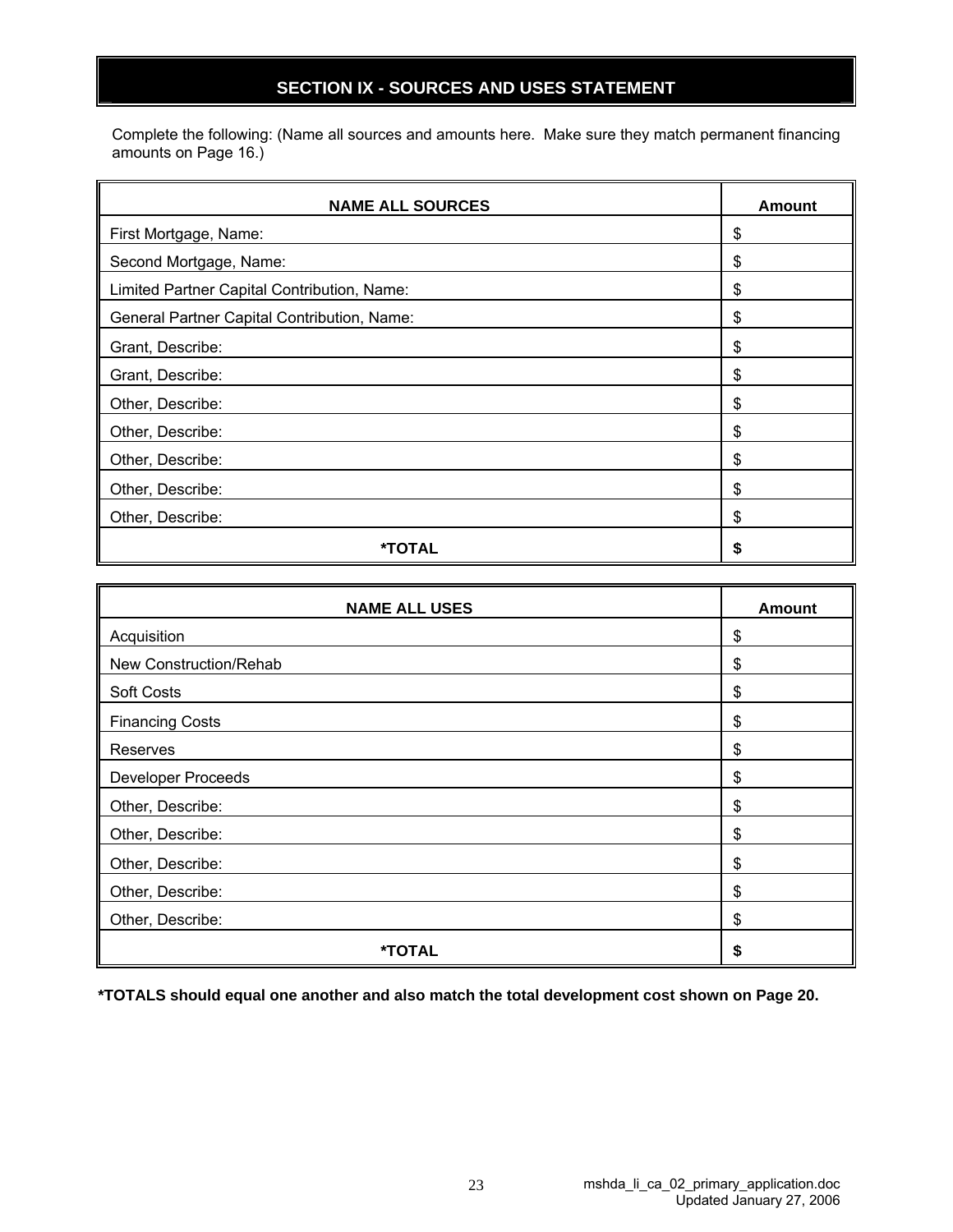## SECTION IX - SOURCES AND USES STATEMENT

Complete the following: (Name all sources and amounts here. Make sure they match permanent financing amounts on Page 16.)

| NAME ALL SOURCES | Amount |
|---|---|
| First Mortgage, Name: | $ |
| Second Mortgage, Name: | $ |
| Limited Partner Capital Contribution, Name: | $ |
| General Partner Capital Contribution, Name: | $ |
| Grant, Describe: | $ |
| Grant, Describe: | $ |
| Other, Describe: | $ |
| Other, Describe: | $ |
| Other, Describe: | $ |
| Other, Describe: | $ |
| Other, Describe: | $ |
| **\*TOTAL** | **$** |

| NAME ALL USES | Amount |
|---|---|
| Acquisition | $ |
| New Construction/Rehab | $ |
| Soft Costs | $ |
| Financing Costs | $ |
| Reserves | $ |
| Developer Proceeds | $ |
| Other, Describe: | $ |
| Other, Describe: | $ |
| Other, Describe: | $ |
| Other, Describe: | $ |
| Other, Describe: | $ |
| **\*TOTAL** | **$** |

**\*TOTALS should equal one another and also match the total development cost shown on Page 20.**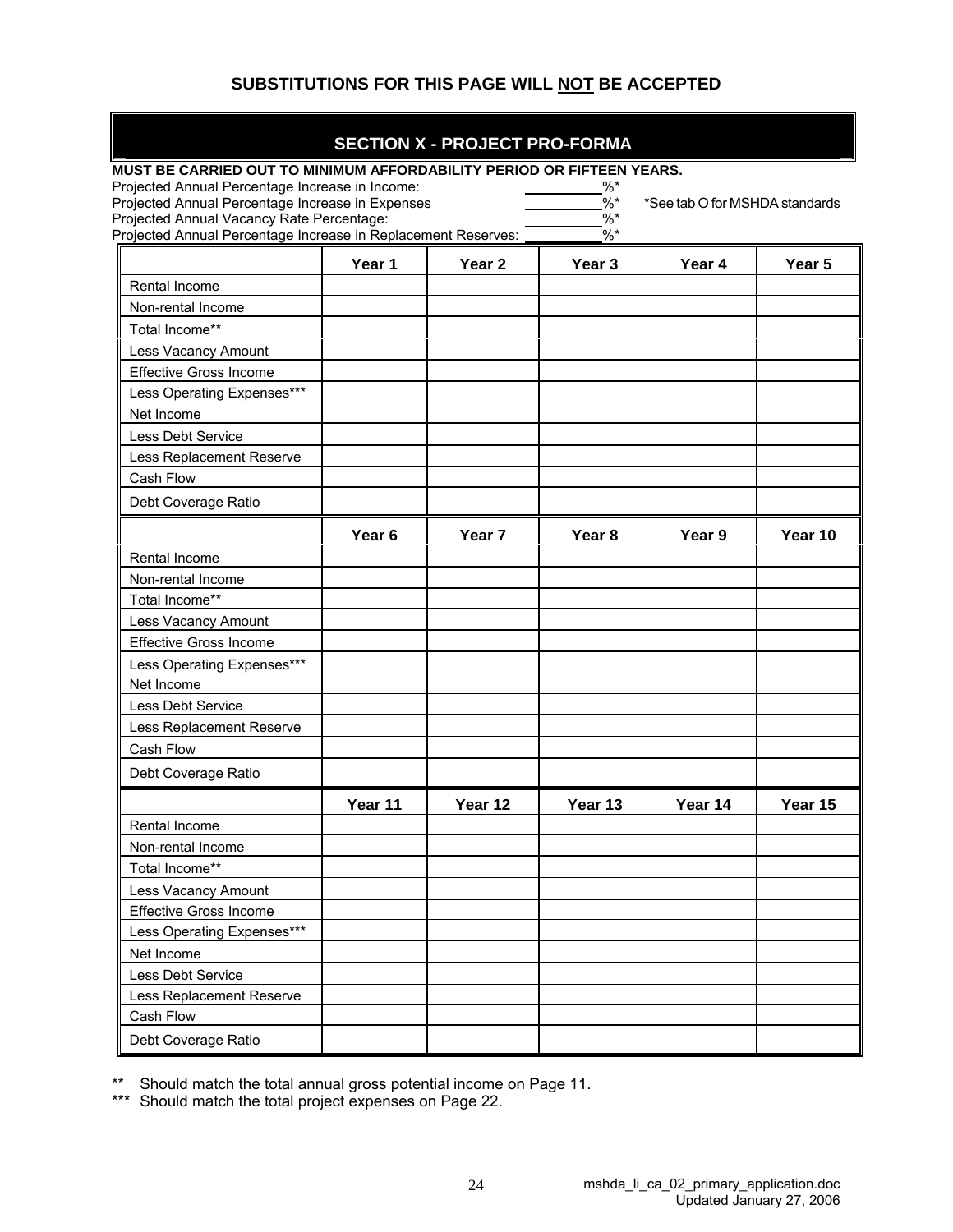**SUBSTITUTIONS FOR THIS PAGE WILL NOT BE ACCEPTED**

## SECTION X - PROJECT PRO-FORMA

**MUST BE CARRIED OUT TO MINIMUM AFFORDABILITY PERIOD OR FIFTEEN YEARS.**

Projected Annual Percentage Increase in Income: __________%*

Projected Annual Percentage Increase in Expenses __________%* *See tab O for MSHDA standards

Projected Annual Vacancy Rate Percentage: __________%*

Projected Annual Percentage Increase in Replacement Reserves: __________%*

| | Year 1 | Year 2 | Year 3 | Year 4 | Year 5 |
|---|---|---|---|---|---|
| Rental Income | | | | | |
| Non-rental Income | | | | | |
| Total Income** | | | | | |
| Less Vacancy Amount | | | | | |
| Effective Gross Income | | | | | |
| Less Operating Expenses*** | | | | | |
| Net Income | | | | | |
| Less Debt Service | | | | | |
| Less Replacement Reserve | | | | | |
| Cash Flow | | | | | |
| Debt Coverage Ratio | | | | | |

| | Year 6 | Year 7 | Year 8 | Year 9 | Year 10 |
|---|---|---|---|---|---|
| Rental Income | | | | | |
| Non-rental Income | | | | | |
| Total Income** | | | | | |
| Less Vacancy Amount | | | | | |
| Effective Gross Income | | | | | |
| Less Operating Expenses*** | | | | | |
| Net Income | | | | | |
| Less Debt Service | | | | | |
| Less Replacement Reserve | | | | | |
| Cash Flow | | | | | |
| Debt Coverage Ratio | | | | | |

| | Year 11 | Year 12 | Year 13 | Year 14 | Year 15 |
|---|---|---|---|---|---|
| Rental Income | | | | | |
| Non-rental Income | | | | | |
| Total Income** | | | | | |
| Less Vacancy Amount | | | | | |
| Effective Gross Income | | | | | |
| Less Operating Expenses*** | | | | | |
| Net Income | | | | | |
| Less Debt Service | | | | | |
| Less Replacement Reserve | | | | | |
| Cash Flow | | | | | |
| Debt Coverage Ratio | | | | | |

** Should match the total annual gross potential income on Page 11.

*** Should match the total project expenses on Page 22.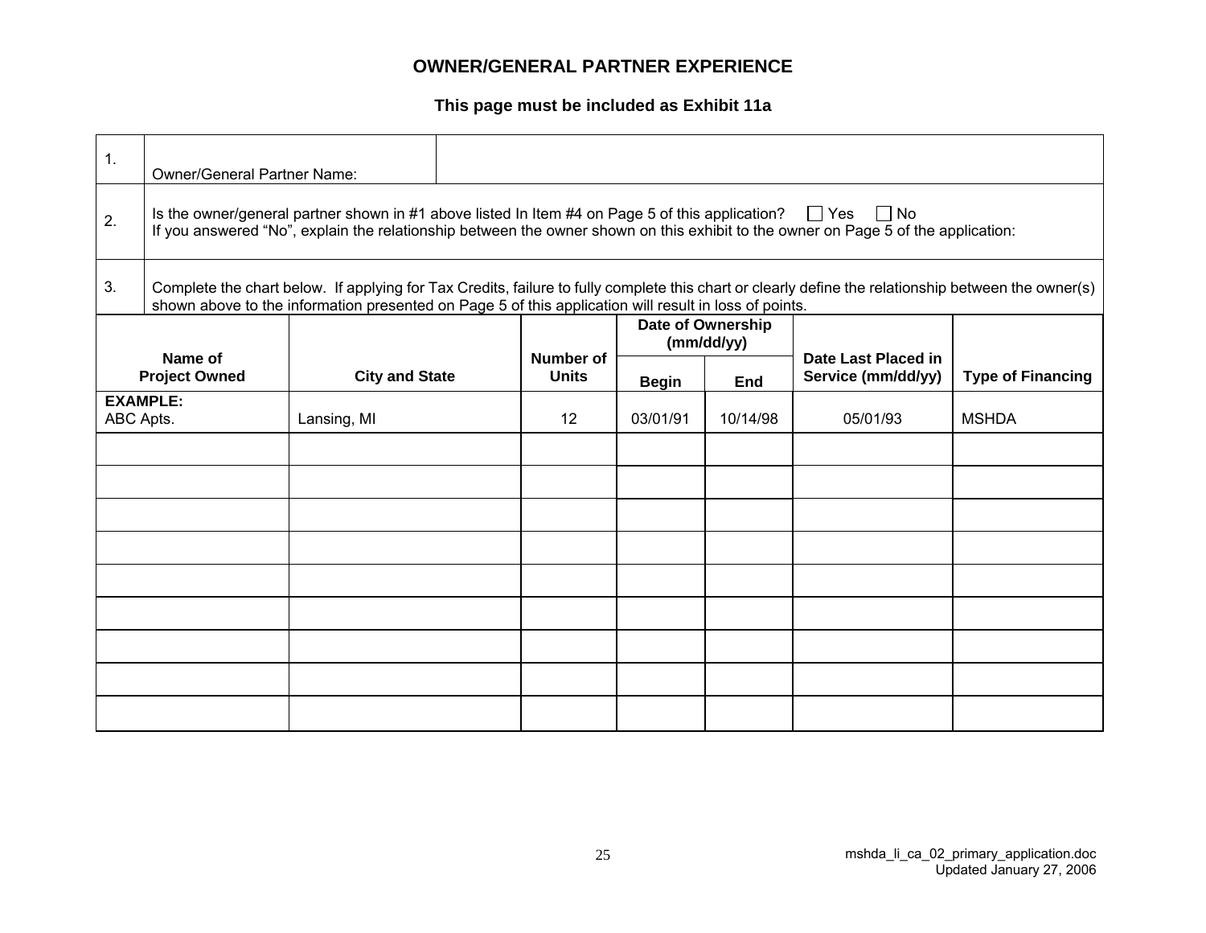## OWNER/GENERAL PARTNER EXPERIENCE

**This page must be included as Exhibit 11a**

| | | |
|---|---|---|
| 1. | Owner/General Partner Name: | |
| 2. | Is the owner/general partner shown in #1 above listed In Item #4 on Page 5 of this application? ☐ Yes ☐ No<br>If you answered "No", explain the relationship between the owner shown on this exhibit to the owner on Page 5 of the application: | |
| 3. | Complete the chart below. If applying for Tax Credits, failure to fully complete this chart or clearly define the relationship between the owner(s) shown above to the information presented on Page 5 of this application will result in loss of points. | |

| Name of Project Owned | City and State | Number of Units | Date of Ownership (mm/dd/yy) | | Date Last Placed in Service (mm/dd/yy) | Type of Financing |
|---|---|---|---|---|---|---|
| | | | Begin | End | | |
| **EXAMPLE:**<br>ABC Apts. | Lansing, MI | 12 | 03/01/91 | 10/14/98 | 05/01/93 | MSHDA |
| | | | | | | |
| | | | | | | |
| | | | | | | |
| | | | | | | |
| | | | | | | |
| | | | | | | |
| | | | | | | |
| | | | | | | |
| | | | | | | |

mshda_li_ca_02_primary_application.doc
Updated January 27, 2006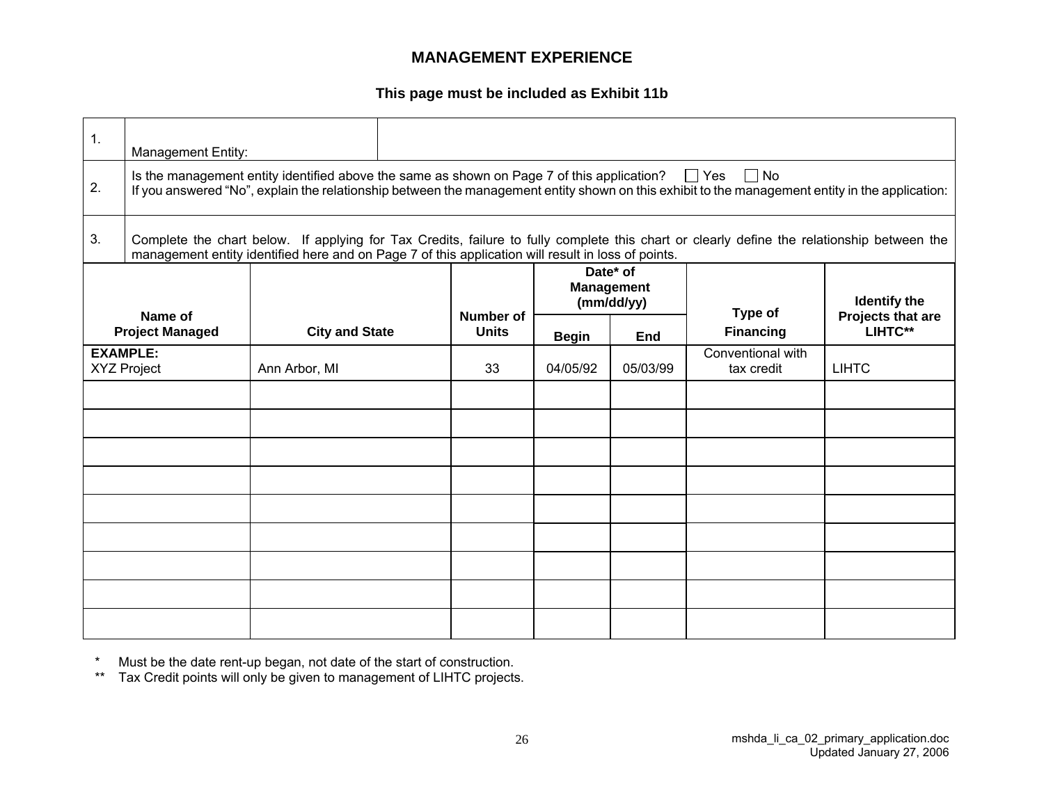# MANAGEMENT EXPERIENCE

**This page must be included as Exhibit 11b**

| | | |
|---|---|---|
| 1. | Management Entity: | |
| 2. | Is the management entity identified above the same as shown on Page 7 of this application? ☐ Yes ☐ No<br>If you answered "No", explain the relationship between the management entity shown on this exhibit to the management entity in the application: | |
| 3. | Complete the chart below. If applying for Tax Credits, failure to fully complete this chart or clearly define the relationship between the management entity identified here and on Page 7 of this application will result in loss of points. | |

| Name of Project Managed | City and State | Number of Units | Date* of Management (mm/dd/yy) | | Type of Financing | Identify the Projects that are LIHTC** |
|---|---|---|---|---|---|---|
| | | | Begin | End | | |
| **EXAMPLE:**<br>XYZ Project | Ann Arbor, MI | 33 | 04/05/92 | 05/03/99 | Conventional with tax credit | LIHTC |
| | | | | | | |
| | | | | | | |
| | | | | | | |
| | | | | | | |
| | | | | | | |
| | | | | | | |
| | | | | | | |
| | | | | | | |
| | | | | | | |

\* Must be the date rent-up began, not date of the start of construction.

\*\* Tax Credit points will only be given to management of LIHTC projects.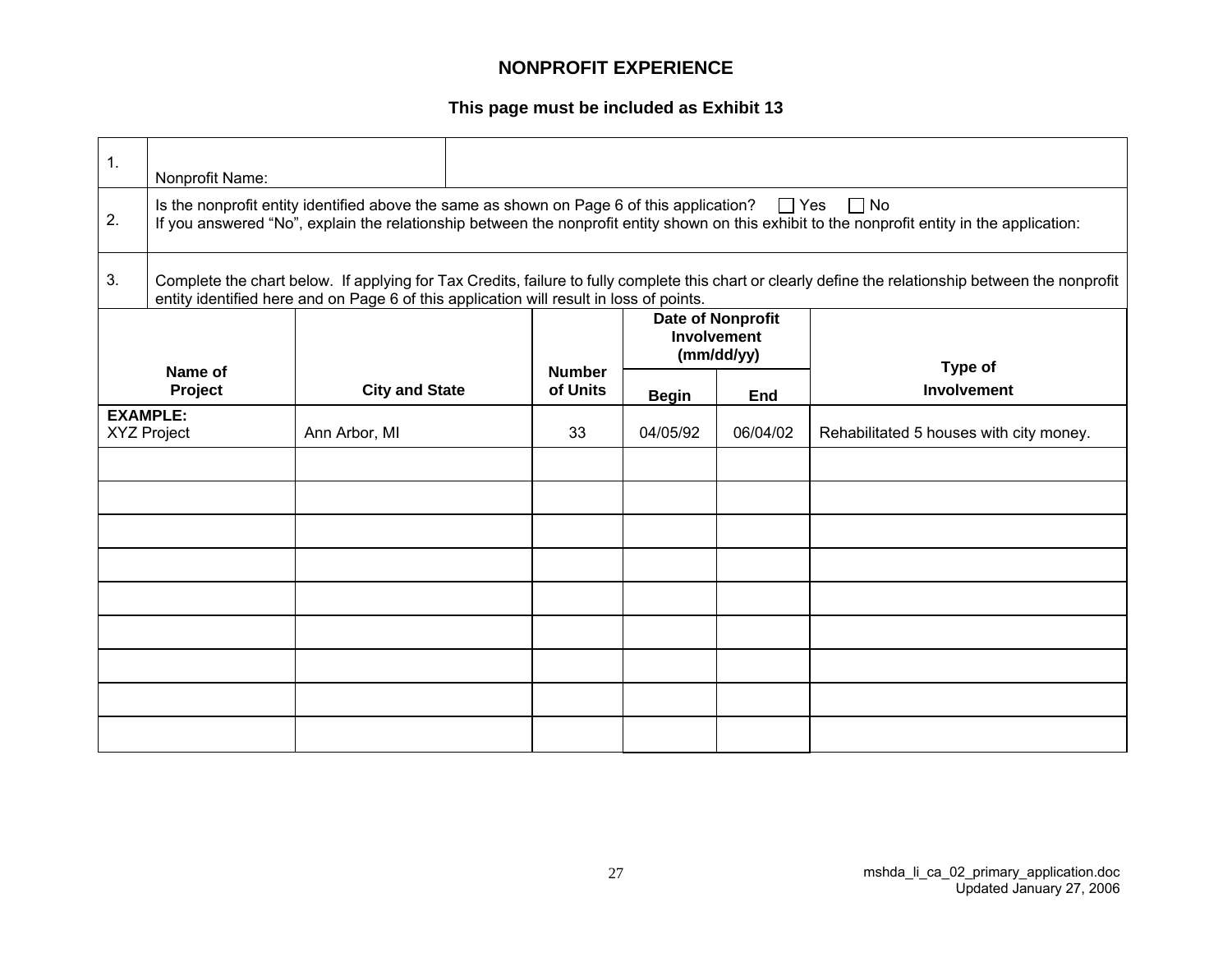# NONPROFIT EXPERIENCE

**This page must be included as Exhibit 13**

| | | |
|---|---|---|
| 1. | Nonprofit Name: | |
| 2. | Is the nonprofit entity identified above the same as shown on Page 6 of this application? ☐ Yes ☐ No<br>If you answered "No", explain the relationship between the nonprofit entity shown on this exhibit to the nonprofit entity in the application: | |
| 3. | Complete the chart below. If applying for Tax Credits, failure to fully complete this chart or clearly define the relationship between the nonprofit entity identified here and on Page 6 of this application will result in loss of points. | |

| Name of Project | City and State | Number of Units | Date of Nonprofit Involvement (mm/dd/yy) | | Type of Involvement |
|---|---|---|---|---|---|
| | | | Begin | End | |
| **EXAMPLE:**<br>XYZ Project | Ann Arbor, MI | 33 | 04/05/92 | 06/04/02 | Rehabilitated 5 houses with city money. |
| | | | | | |
| | | | | | |
| | | | | | |
| | | | | | |
| | | | | | |
| | | | | | |
| | | | | | |
| | | | | | |
| | | | | | |

mshda_li_ca_02_primary_application.doc
Updated January 27, 2006